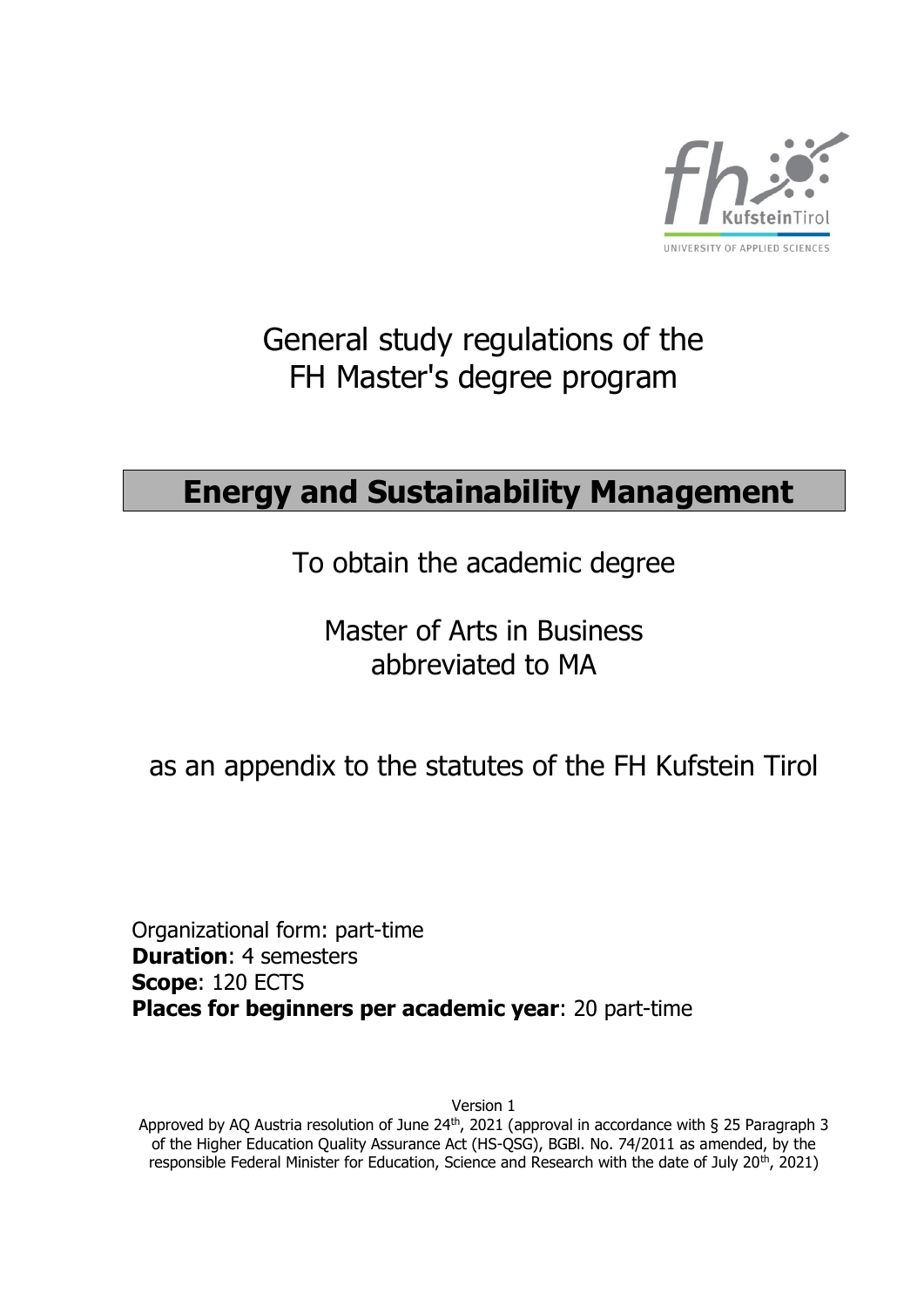General study regulations of the
FH Master's degree program

# Energy and Sustainability Management

To obtain the academic degree

Master of Arts in Business
abbreviated to MA

as an appendix to the statutes of the FH Kufstein Tirol

Organizational form: part-time
**Duration**: 4 semesters
**Scope**: 120 ECTS
**Places for beginners per academic year**: 20 part-time

Version 1
Approved by AQ Austria resolution of June 24th, 2021 (approval in accordance with § 25 Paragraph 3 of the Higher Education Quality Assurance Act (HS-QSG), BGBl. No. 74/2011 as amended, by the responsible Federal Minister for Education, Science and Research with the date of July 20th, 2021)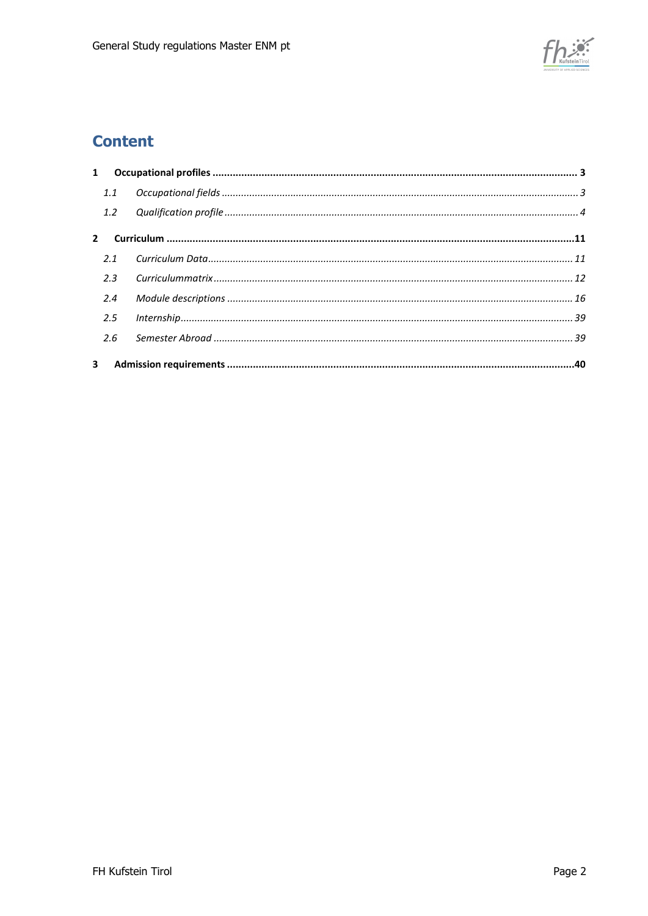# Content

**1 Occupational profiles ... 3**

*1.1 Occupational fields ... 3*

*1.2 Qualification profile ... 4*

**2 Curriculum ... 11**

*2.1 Curriculum Data ... 11*

*2.3 Curriculummatrix ... 12*

*2.4 Module descriptions ... 16*

*2.5 Internship ... 39*

*2.6 Semester Abroad ... 39*

**3 Admission requirements ... 40**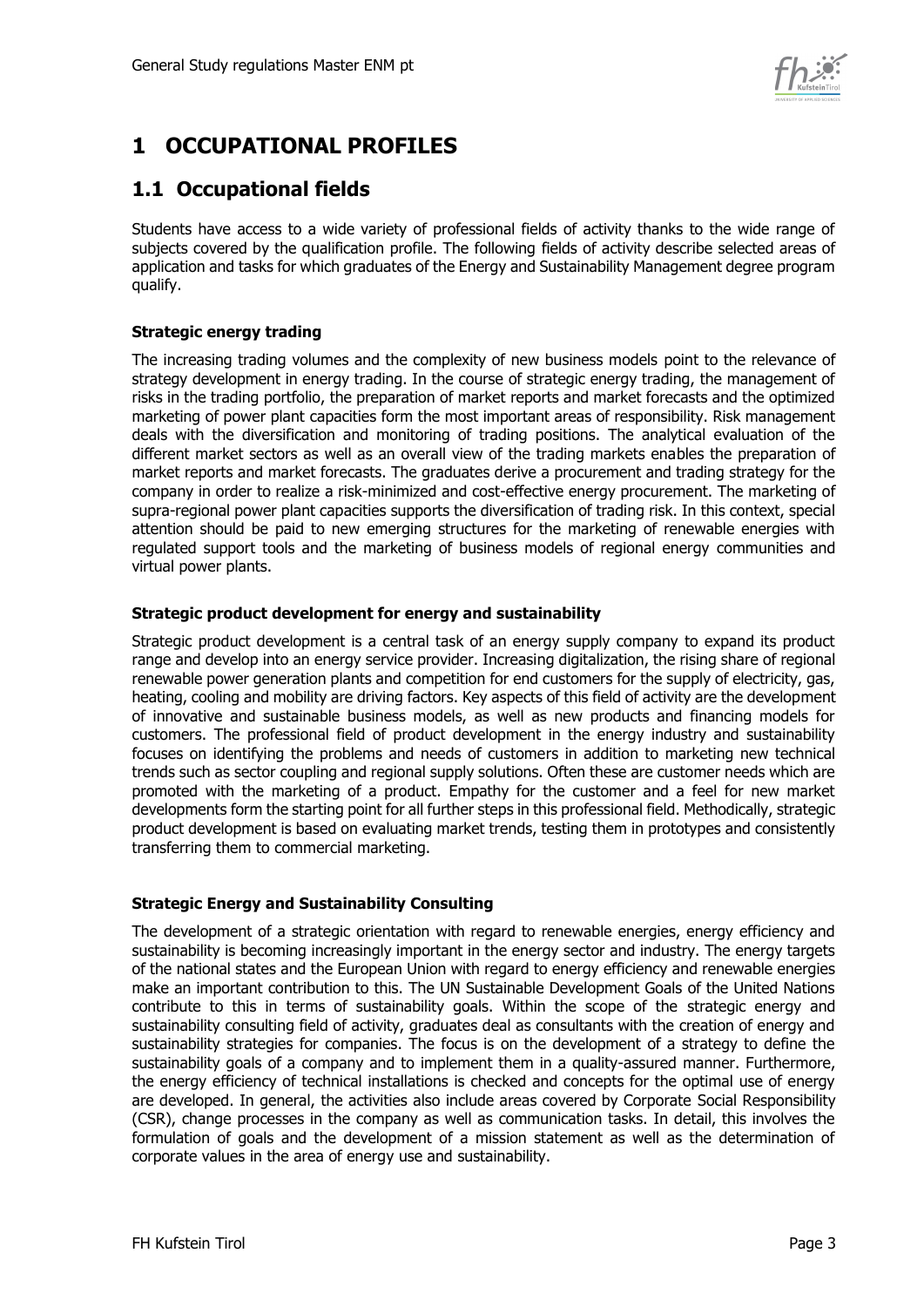# 1 OCCUPATIONAL PROFILES

## 1.1 Occupational fields

Students have access to a wide variety of professional fields of activity thanks to the wide range of subjects covered by the qualification profile. The following fields of activity describe selected areas of application and tasks for which graduates of the Energy and Sustainability Management degree program qualify.

**Strategic energy trading**

The increasing trading volumes and the complexity of new business models point to the relevance of strategy development in energy trading. In the course of strategic energy trading, the management of risks in the trading portfolio, the preparation of market reports and market forecasts and the optimized marketing of power plant capacities form the most important areas of responsibility. Risk management deals with the diversification and monitoring of trading positions. The analytical evaluation of the different market sectors as well as an overall view of the trading markets enables the preparation of market reports and market forecasts. The graduates derive a procurement and trading strategy for the company in order to realize a risk-minimized and cost-effective energy procurement. The marketing of supra-regional power plant capacities supports the diversification of trading risk. In this context, special attention should be paid to new emerging structures for the marketing of renewable energies with regulated support tools and the marketing of business models of regional energy communities and virtual power plants.

**Strategic product development for energy and sustainability**

Strategic product development is a central task of an energy supply company to expand its product range and develop into an energy service provider. Increasing digitalization, the rising share of regional renewable power generation plants and competition for end customers for the supply of electricity, gas, heating, cooling and mobility are driving factors. Key aspects of this field of activity are the development of innovative and sustainable business models, as well as new products and financing models for customers. The professional field of product development in the energy industry and sustainability focuses on identifying the problems and needs of customers in addition to marketing new technical trends such as sector coupling and regional supply solutions. Often these are customer needs which are promoted with the marketing of a product. Empathy for the customer and a feel for new market developments form the starting point for all further steps in this professional field. Methodically, strategic product development is based on evaluating market trends, testing them in prototypes and consistently transferring them to commercial marketing.

**Strategic Energy and Sustainability Consulting**

The development of a strategic orientation with regard to renewable energies, energy efficiency and sustainability is becoming increasingly important in the energy sector and industry. The energy targets of the national states and the European Union with regard to energy efficiency and renewable energies make an important contribution to this. The UN Sustainable Development Goals of the United Nations contribute to this in terms of sustainability goals. Within the scope of the strategic energy and sustainability consulting field of activity, graduates deal as consultants with the creation of energy and sustainability strategies for companies. The focus is on the development of a strategy to define the sustainability goals of a company and to implement them in a quality-assured manner. Furthermore, the energy efficiency of technical installations is checked and concepts for the optimal use of energy are developed. In general, the activities also include areas covered by Corporate Social Responsibility (CSR), change processes in the company as well as communication tasks. In detail, this involves the formulation of goals and the development of a mission statement as well as the determination of corporate values in the area of energy use and sustainability.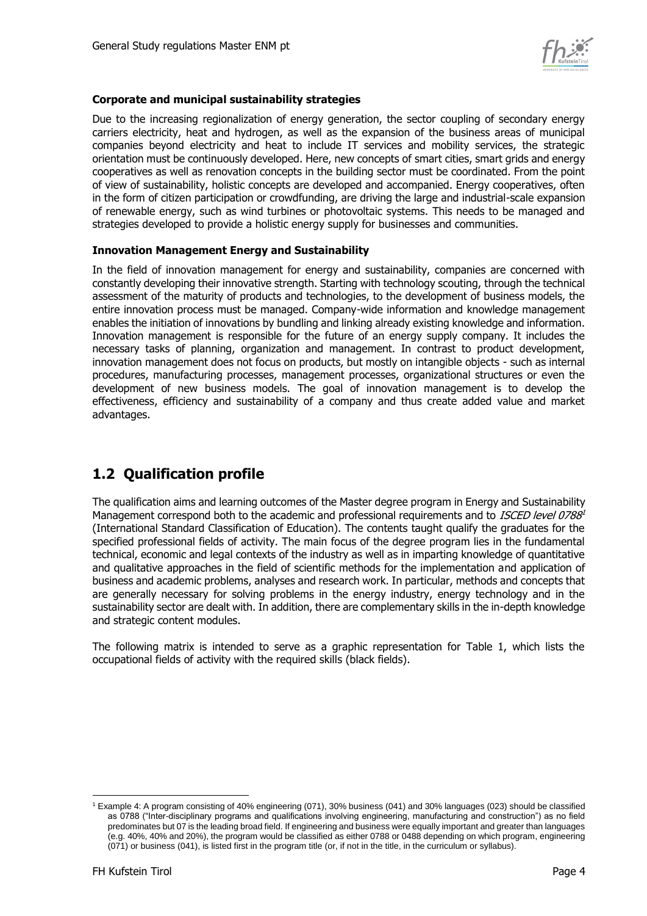**Corporate and municipal sustainability strategies**

Due to the increasing regionalization of energy generation, the sector coupling of secondary energy carriers electricity, heat and hydrogen, as well as the expansion of the business areas of municipal companies beyond electricity and heat to include IT services and mobility services, the strategic orientation must be continuously developed. Here, new concepts of smart cities, smart grids and energy cooperatives as well as renovation concepts in the building sector must be coordinated. From the point of view of sustainability, holistic concepts are developed and accompanied. Energy cooperatives, often in the form of citizen participation or crowdfunding, are driving the large and industrial-scale expansion of renewable energy, such as wind turbines or photovoltaic systems. This needs to be managed and strategies developed to provide a holistic energy supply for businesses and communities.

**Innovation Management Energy and Sustainability**

In the field of innovation management for energy and sustainability, companies are concerned with constantly developing their innovative strength. Starting with technology scouting, through the technical assessment of the maturity of products and technologies, to the development of business models, the entire innovation process must be managed. Company-wide information and knowledge management enables the initiation of innovations by bundling and linking already existing knowledge and information. Innovation management is responsible for the future of an energy supply company. It includes the necessary tasks of planning, organization and management. In contrast to product development, innovation management does not focus on products, but mostly on intangible objects - such as internal procedures, manufacturing processes, management processes, organizational structures or even the development of new business models. The goal of innovation management is to develop the effectiveness, efficiency and sustainability of a company and thus create added value and market advantages.

## 1.2 Qualification profile

The qualification aims and learning outcomes of the Master degree program in Energy and Sustainability Management correspond both to the academic and professional requirements and to *ISCED level 0788*[1] (International Standard Classification of Education). The contents taught qualify the graduates for the specified professional fields of activity. The main focus of the degree program lies in the fundamental technical, economic and legal contexts of the industry as well as in imparting knowledge of quantitative and qualitative approaches in the field of scientific methods for the implementation and application of business and academic problems, analyses and research work. In particular, methods and concepts that are generally necessary for solving problems in the energy industry, energy technology and in the sustainability sector are dealt with. In addition, there are complementary skills in the in-depth knowledge and strategic content modules.

The following matrix is intended to serve as a graphic representation for Table 1, which lists the occupational fields of activity with the required skills (black fields).

[1] Example 4: A program consisting of 40% engineering (071), 30% business (041) and 30% languages (023) should be classified as 0788 ("Inter-disciplinary programs and qualifications involving engineering, manufacturing and construction") as no field predominates but 07 is the leading broad field. If engineering and business were equally important and greater than languages (e.g. 40%, 40% and 20%), the program would be classified as either 0788 or 0488 depending on which program, engineering (071) or business (041), is listed first in the program title (or, if not in the title, in the curriculum or syllabus).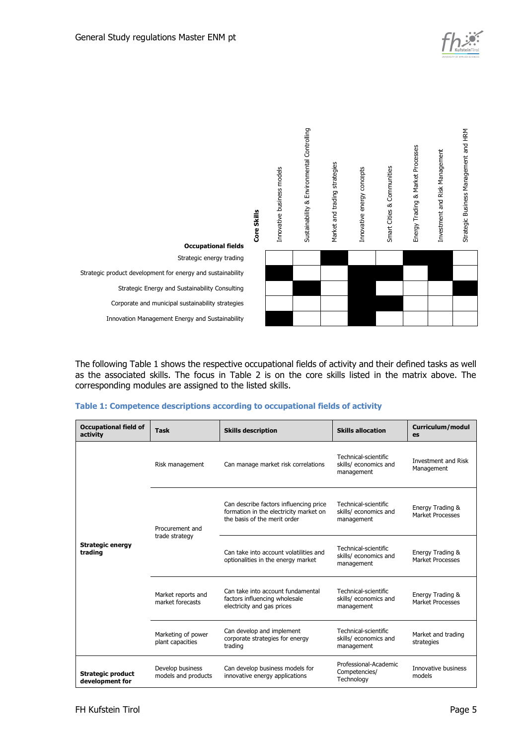| Occupational fields | Innovative business models | Sustainability & Environmental Controlling | Market and trading strategies | Innovative energy concepts | Smart Cities & Communities | Energy Trading & Market Processes | Investment and Risk Management | Strategic Business Management and HRM |
|---|---|---|---|---|---|---|---|---|
| Strategic energy trading | | | ■ | | | ■ | ■ | |
| Strategic product development for energy and sustainability | ■ | | | ■ | ■ | | ■ | |
| Strategic Energy and Sustainability Consulting | | ■ | | ■ | | | | ■ |
| Corporate and municipal sustainability strategies | | | | ■ | ■ | | | |
| Innovation Management Energy and Sustainability | ■ | | | ■ | | | | |

Core Skills

The following Table 1 shows the respective occupational fields of activity and their defined tasks as well as the associated skills. The focus in Table 2 is on the core skills listed in the matrix above. The corresponding modules are assigned to the listed skills.

**Table 1: Competence descriptions according to occupational fields of activity**

| Occupational field of activity | Task | Skills description | Skills allocation | Curriculum/modules |
|---|---|---|---|---|
| **Strategic energy trading** | Risk management | Can manage market risk correlations | Technical-scientific skills/ economics and management | Investment and Risk Management |
| | Procurement and trade strategy | Can describe factors influencing price formation in the electricity market on the basis of the merit order | Technical-scientific skills/ economics and management | Energy Trading & Market Processes |
| | | Can take into account volatilities and optionalities in the energy market | Technical-scientific skills/ economics and management | Energy Trading & Market Processes |
| | Market reports and market forecasts | Can take into account fundamental factors influencing wholesale electricity and gas prices | Technical-scientific skills/ economics and management | Energy Trading & Market Processes |
| | Marketing of power plant capacities | Can develop and implement corporate strategies for energy trading | Technical-scientific skills/ economics and management | Market and trading strategies |
| **Strategic product development for** | Develop business models and products | Can develop business models for innovative energy applications | Professional-Academic Competencies/ Technology | Innovative business models |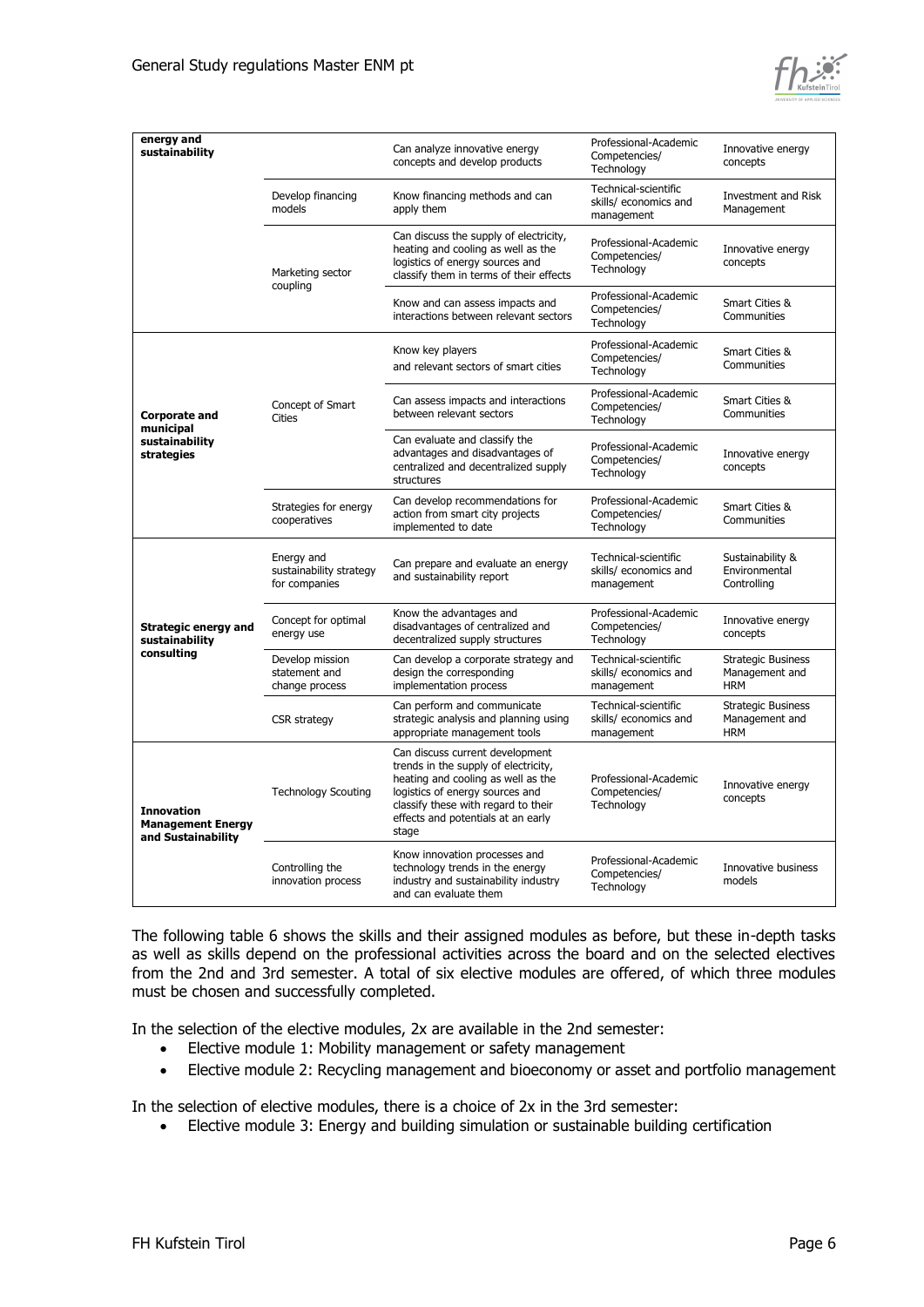| | | | | |
|---|---|---|---|---|
| **energy and sustainability** | | Can analyze innovative energy concepts and develop products | Professional-Academic Competencies/ Technology | Innovative energy concepts |
| | Develop financing models | Know financing methods and can apply them | Technical-scientific skills/ economics and management | Investment and Risk Management |
| | Marketing sector coupling | Can discuss the supply of electricity, heating and cooling as well as the logistics of energy sources and classify them in terms of their effects | Professional-Academic Competencies/ Technology | Innovative energy concepts |
| | | Know and can assess impacts and interactions between relevant sectors | Professional-Academic Competencies/ Technology | Smart Cities & Communities |
| **Corporate and municipal sustainability strategies** | Concept of Smart Cities | Know key players and relevant sectors of smart cities | Professional-Academic Competencies/ Technology | Smart Cities & Communities |
| | | Can assess impacts and interactions between relevant sectors | Professional-Academic Competencies/ Technology | Smart Cities & Communities |
| | | Can evaluate and classify the advantages and disadvantages of centralized and decentralized supply structures | Professional-Academic Competencies/ Technology | Innovative energy concepts |
| | Strategies for energy cooperatives | Can develop recommendations for action from smart city projects implemented to date | Professional-Academic Competencies/ Technology | Smart Cities & Communities |
| **Strategic energy and sustainability consulting** | Energy and sustainability strategy for companies | Can prepare and evaluate an energy and sustainability report | Technical-scientific skills/ economics and management | Sustainability & Environmental Controlling |
| | Concept for optimal energy use | Know the advantages and disadvantages of centralized and decentralized supply structures | Professional-Academic Competencies/ Technology | Innovative energy concepts |
| | Develop mission statement and change process | Can develop a corporate strategy and design the corresponding implementation process | Technical-scientific skills/ economics and management | Strategic Business Management and HRM |
| | CSR strategy | Can perform and communicate strategic analysis and planning using appropriate management tools | Technical-scientific skills/ economics and management | Strategic Business Management and HRM |
| **Innovation Management Energy and Sustainability** | Technology Scouting | Can discuss current development trends in the supply of electricity, heating and cooling as well as the logistics of energy sources and classify these with regard to their effects and potentials at an early stage | Professional-Academic Competencies/ Technology | Innovative energy concepts |
| | Controlling the innovation process | Know innovation processes and technology trends in the energy industry and sustainability industry and can evaluate them | Professional-Academic Competencies/ Technology | Innovative business models |

The following table 6 shows the skills and their assigned modules as before, but these in-depth tasks as well as skills depend on the professional activities across the board and on the selected electives from the 2nd and 3rd semester. A total of six elective modules are offered, of which three modules must be chosen and successfully completed.

In the selection of the elective modules, 2x are available in the 2nd semester:

- Elective module 1: Mobility management or safety management
- Elective module 2: Recycling management and bioeconomy or asset and portfolio management

In the selection of elective modules, there is a choice of 2x in the 3rd semester:

- Elective module 3: Energy and building simulation or sustainable building certification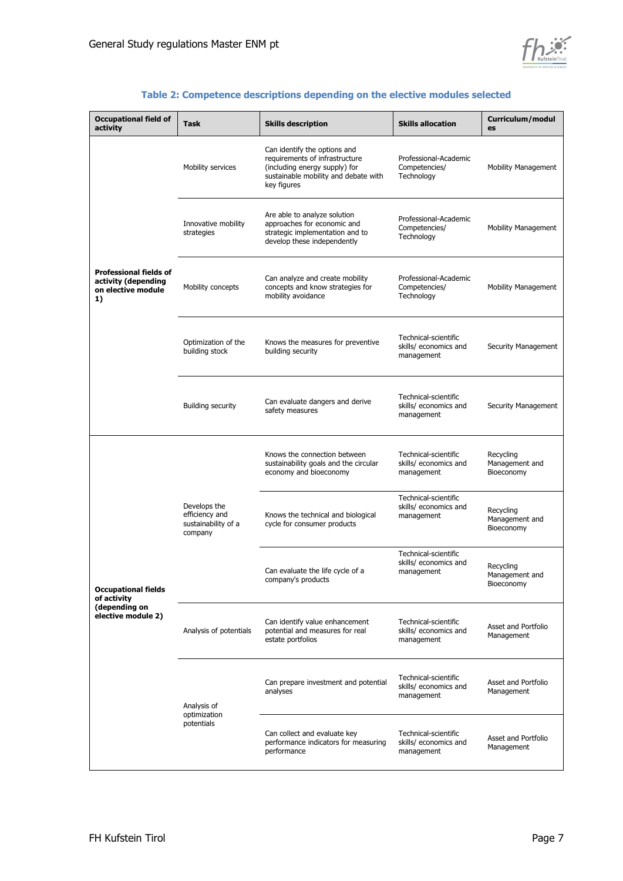### Table 2: Competence descriptions depending on the elective modules selected

| Occupational field of activity | Task | Skills description | Skills allocation | Curriculum/modules |
|---|---|---|---|---|
| **Professional fields of activity (depending on elective module 1)** | Mobility services | Can identify the options and requirements of infrastructure (including energy supply) for sustainable mobility and debate with key figures | Professional-Academic Competencies/ Technology | Mobility Management |
| | Innovative mobility strategies | Are able to analyze solution approaches for economic and strategic implementation and to develop these independently | Professional-Academic Competencies/ Technology | Mobility Management |
| | Mobility concepts | Can analyze and create mobility concepts and know strategies for mobility avoidance | Professional-Academic Competencies/ Technology | Mobility Management |
| | Optimization of the building stock | Knows the measures for preventive building security | Technical-scientific skills/ economics and management | Security Management |
| | Building security | Can evaluate dangers and derive safety measures | Technical-scientific skills/ economics and management | Security Management |
| **Occupational fields of activity (depending on elective module 2)** | Develops the efficiency and sustainability of a company | Knows the connection between sustainability goals and the circular economy and bioeconomy | Technical-scientific skills/ economics and management | Recycling Management and Bioeconomy |
| | | Knows the technical and biological cycle for consumer products | Technical-scientific skills/ economics and management | Recycling Management and Bioeconomy |
| | | Can evaluate the life cycle of a company's products | Technical-scientific skills/ economics and management | Recycling Management and Bioeconomy |
| | Analysis of potentials | Can identify value enhancement potential and measures for real estate portfolios | Technical-scientific skills/ economics and management | Asset and Portfolio Management |
| | Analysis of optimization potentials | Can prepare investment and potential analyses | Technical-scientific skills/ economics and management | Asset and Portfolio Management |
| | | Can collect and evaluate key performance indicators for measuring performance | Technical-scientific skills/ economics and management | Asset and Portfolio Management |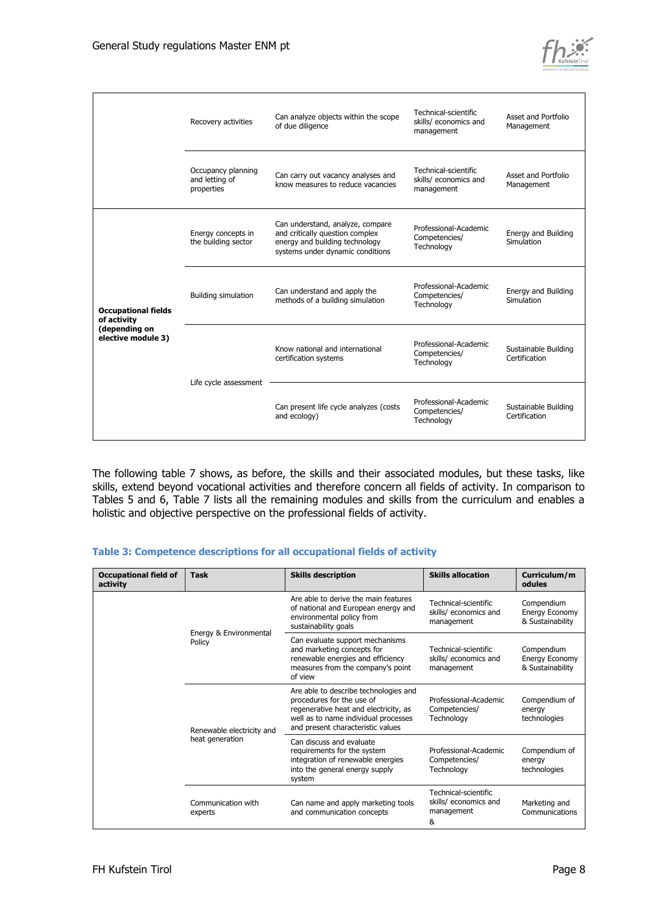| | | | | |
|---|---|---|---|---|
| | Recovery activities | Can analyze objects within the scope of due diligence | Technical-scientific skills/ economics and management | Asset and Portfolio Management |
| | Occupancy planning and letting of properties | Can carry out vacancy analyses and know measures to reduce vacancies | Technical-scientific skills/ economics and management | Asset and Portfolio Management |
| **Occupational fields of activity (depending on elective module 3)** | Energy concepts in the building sector | Can understand, analyze, compare and critically question complex energy and building technology systems under dynamic conditions | Professional-Academic Competencies/ Technology | Energy and Building Simulation |
| | Building simulation | Can understand and apply the methods of a building simulation | Professional-Academic Competencies/ Technology | Energy and Building Simulation |
| | Life cycle assessment | Know national and international certification systems | Professional-Academic Competencies/ Technology | Sustainable Building Certification |
| | | Can present life cycle analyzes (costs and ecology) | Professional-Academic Competencies/ Technology | Sustainable Building Certification |

The following table 7 shows, as before, the skills and their associated modules, but these tasks, like skills, extend beyond vocational activities and therefore concern all fields of activity. In comparison to Tables 5 and 6, Table 7 lists all the remaining modules and skills from the curriculum and enables a holistic and objective perspective on the professional fields of activity.

### Table 3: Competence descriptions for all occupational fields of activity

| Occupational field of activity | Task | Skills description | Skills allocation | Curriculum/modules |
|---|---|---|---|---|
| | Energy & Environmental Policy | Are able to derive the main features of national and European energy and environmental policy from sustainability goals | Technical-scientific skills/ economics and management | Compendium Energy Economy & Sustainability |
| | | Can evaluate support mechanisms and marketing concepts for renewable energies and efficiency measures from the company's point of view | Technical-scientific skills/ economics and management | Compendium Energy Economy & Sustainability |
| | Renewable electricity and heat generation | Are able to describe technologies and procedures for the use of regenerative heat and electricity, as well as to name individual processes and present characteristic values | Professional-Academic Competencies/ Technology | Compendium of energy technologies |
| | | Can discuss and evaluate requirements for the system integration of renewable energies into the general energy supply system | Professional-Academic Competencies/ Technology | Compendium of energy technologies |
| | Communication with experts | Can name and apply marketing tools and communication concepts | Technical-scientific skills/ economics and management & | Marketing and Communications |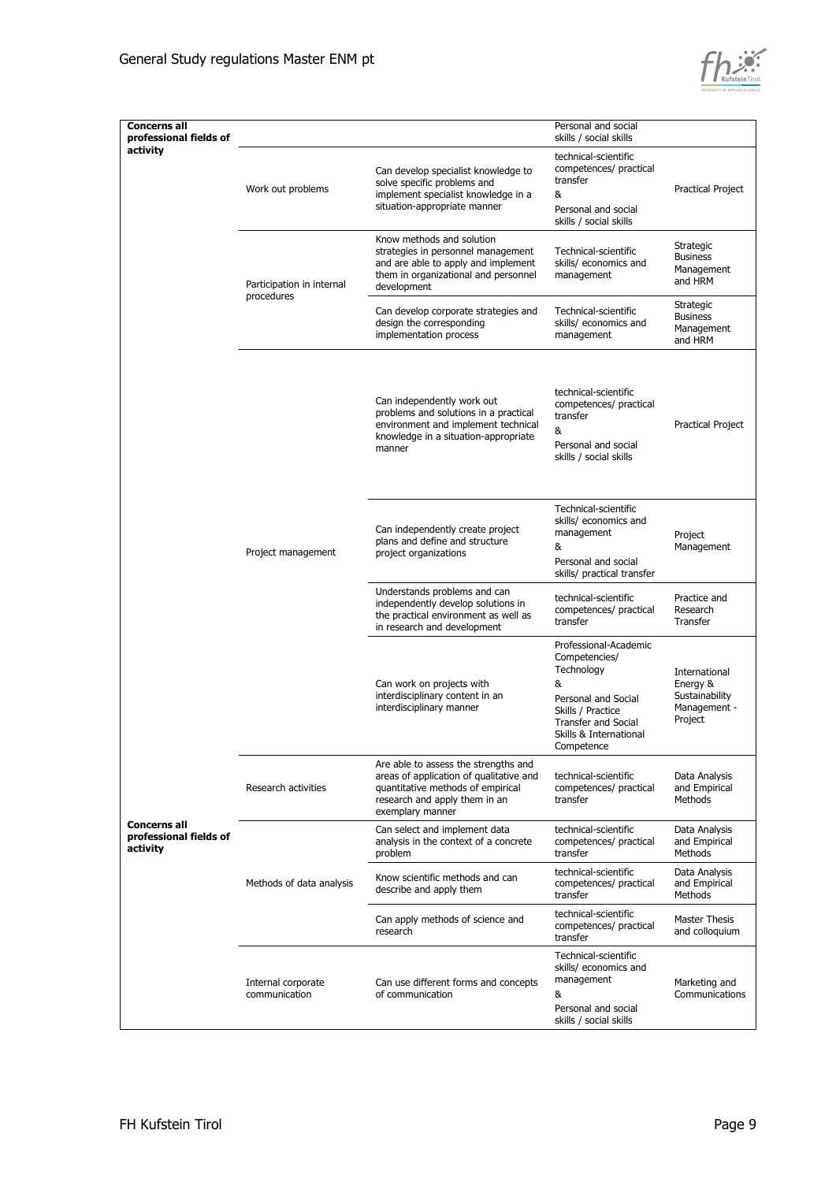| | | | | |
|---|---|---|---|---|
| **Concerns all professional fields of activity** | | | Personal and social skills / social skills | |
| | Work out problems | Can develop specialist knowledge to solve specific problems and implement specialist knowledge in a situation-appropriate manner | technical-scientific competences/ practical transfer & Personal and social skills / social skills | Practical Project |
| | Participation in internal procedures | Know methods and solution strategies in personnel management and are able to apply and implement them in organizational and personnel development | Technical-scientific skills/ economics and management | Strategic Business Management and HRM |
| | | Can develop corporate strategies and design the corresponding implementation process | Technical-scientific skills/ economics and management | Strategic Business Management and HRM |
| | Project management | Can independently work out problems and solutions in a practical environment and implement technical knowledge in a situation-appropriate manner | technical-scientific competences/ practical transfer & Personal and social skills / social skills | Practical Project |
| | | Can independently create project plans and define and structure project organizations | Technical-scientific skills/ economics and management & Personal and social skills/ practical transfer | Project Management |
| | | Understands problems and can independently develop solutions in the practical environment as well as in research and development | technical-scientific competences/ practical transfer | Practice and Research Transfer |
| | | Can work on projects with interdisciplinary content in an interdisciplinary manner | Professional-Academic Competencies/ Technology & Personal and Social Skills / Practice Transfer and Social Skills & International Competence | International Energy & Sustainability Management - Project |
| **Concerns all professional fields of activity** | Research activities | Are able to assess the strengths and areas of application of qualitative and quantitative methods of empirical research and apply them in an exemplary manner | technical-scientific competences/ practical transfer | Data Analysis and Empirical Methods |
| | Methods of data analysis | Can select and implement data analysis in the context of a concrete problem | technical-scientific competences/ practical transfer | Data Analysis and Empirical Methods |
| | | Know scientific methods and can describe and apply them | technical-scientific competences/ practical transfer | Data Analysis and Empirical Methods |
| | | Can apply methods of science and research | technical-scientific competences/ practical transfer | Master Thesis and colloquium |
| | Internal corporate communication | Can use different forms and concepts of communication | Technical-scientific skills/ economics and management & Personal and social skills / social skills | Marketing and Communications |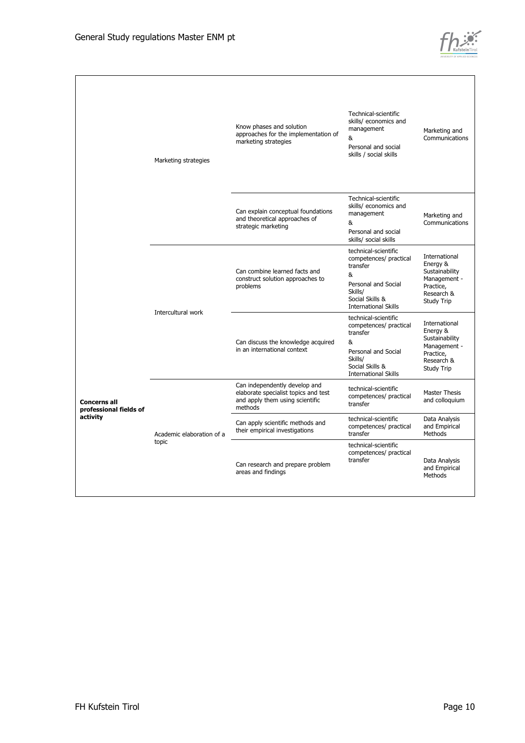| | | | | |
|---|---|---|---|---|
| | Marketing strategies | Know phases and solution approaches for the implementation of marketing strategies | Technical-scientific skills/ economics and management & Personal and social skills / social skills | Marketing and Communications |
| | | Can explain conceptual foundations and theoretical approaches of strategic marketing | Technical-scientific skills/ economics and management & Personal and social skills/ social skills | Marketing and Communications |
| | Intercultural work | Can combine learned facts and construct solution approaches to problems | technical-scientific competences/ practical transfer & Personal and Social Skills/ Social Skills & International Skills | International Energy & Sustainability Management - Practice, Research & Study Trip |
| | | Can discuss the knowledge acquired in an international context | technical-scientific competences/ practical transfer & Personal and Social Skills/ Social Skills & International Skills | International Energy & Sustainability Management - Practice, Research & Study Trip |
| **Concerns all professional fields of activity** | Academic elaboration of a topic | Can independently develop and elaborate specialist topics and test and apply them using scientific methods | technical-scientific competences/ practical transfer | Master Thesis and colloquium |
| | | Can apply scientific methods and their empirical investigations | technical-scientific competences/ practical transfer | Data Analysis and Empirical Methods |
| | | Can research and prepare problem areas and findings | technical-scientific competences/ practical transfer | Data Analysis and Empirical Methods |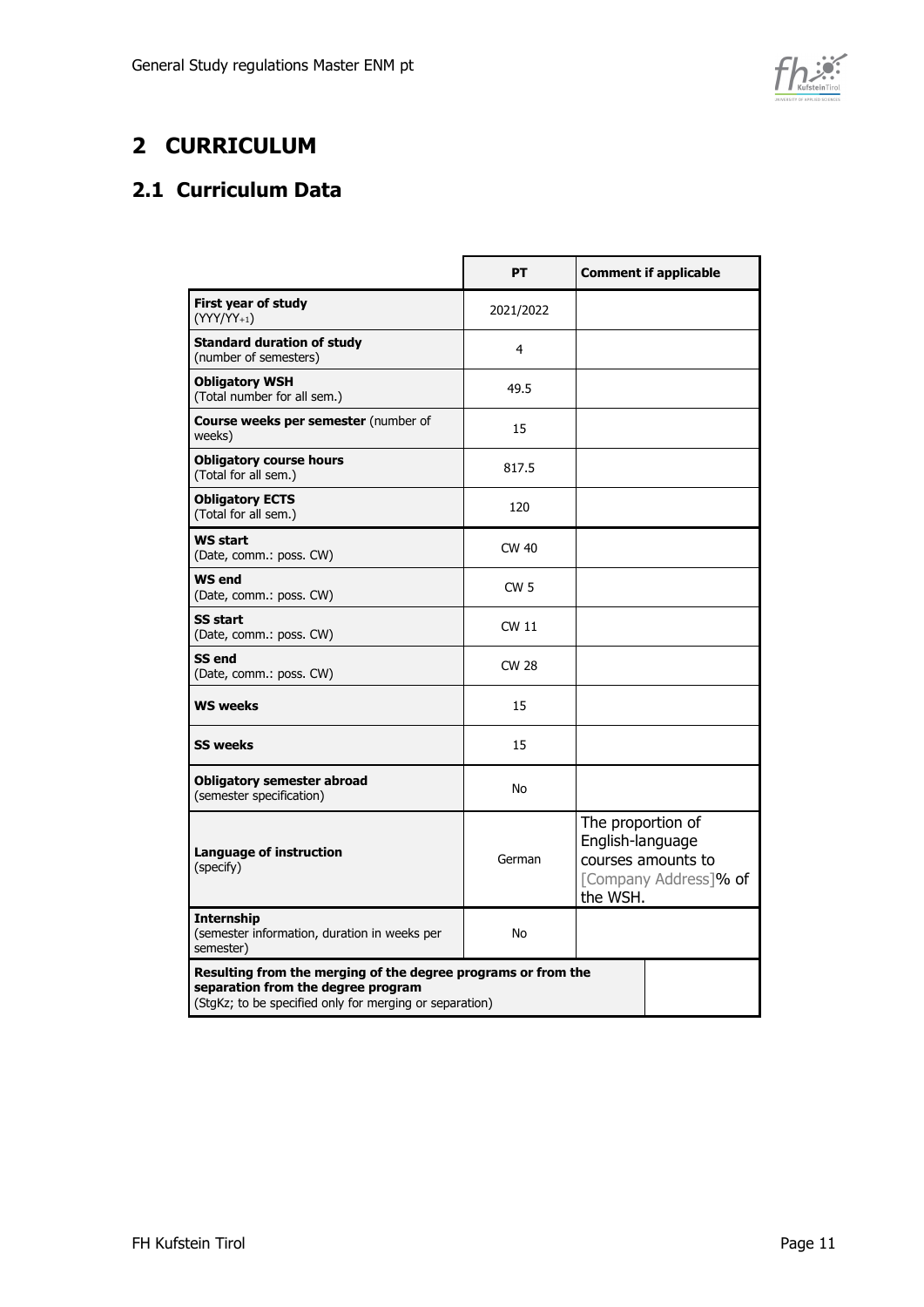# 2 CURRICULUM

## 2.1 Curriculum Data

| | PT | Comment if applicable |
|---|---|---|
| **First year of study** (YYY/YY+1) | 2021/2022 | |
| **Standard duration of study** (number of semesters) | 4 | |
| **Obligatory WSH** (Total number for all sem.) | 49.5 | |
| **Course weeks per semester** (number of weeks) | 15 | |
| **Obligatory course hours** (Total for all sem.) | 817.5 | |
| **Obligatory ECTS** (Total for all sem.) | 120 | |
| **WS start** (Date, comm.: poss. CW) | CW 40 | |
| **WS end** (Date, comm.: poss. CW) | CW 5 | |
| **SS start** (Date, comm.: poss. CW) | CW 11 | |
| **SS end** (Date, comm.: poss. CW) | CW 28 | |
| **WS weeks** | 15 | |
| **SS weeks** | 15 | |
| **Obligatory semester abroad** (semester specification) | No | |
| **Language of instruction** (specify) | German | The proportion of English-language courses amounts to [Company Address]% of the WSH. |
| **Internship** (semester information, duration in weeks per semester) | No | |
| **Resulting from the merging of the degree programs or from the separation from the degree program** (StgKz; to be specified only for merging or separation) | | |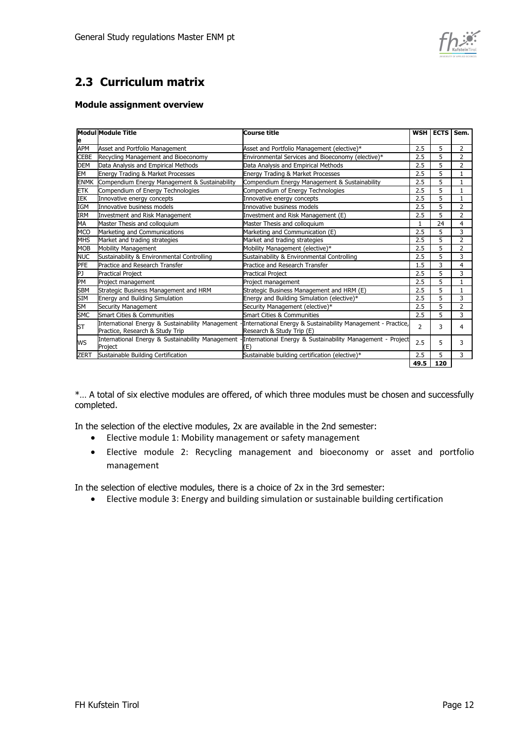## 2.3 Curriculum matrix

### Module assignment overview

| Module | Module Title | Course title | WSH | ECTS | Sem. |
|---|---|---|---|---|---|
| APM | Asset and Portfolio Management | Asset and Portfolio Management (elective)* | 2.5 | 5 | 2 |
| CEBE | Recycling Management and Bioeconomy | Environmental Services and Bioeconomy (elective)* | 2.5 | 5 | 2 |
| DEM | Data Analysis and Empirical Methods | Data Analysis and Empirical Methods | 2.5 | 5 | 2 |
| EM | Energy Trading & Market Processes | Energy Trading & Market Processes | 2.5 | 5 | 1 |
| ENMK | Compendium Energy Management & Sustainability | Compendium Energy Management & Sustainability | 2.5 | 5 | 1 |
| ETK | Compendium of Energy Technologies | Compendium of Energy Technologies | 2.5 | 5 | 1 |
| IEK | Innovative energy concepts | Innovative energy concepts | 2.5 | 5 | 1 |
| IGM | Innovative business models | Innovative business models | 2.5 | 5 | 2 |
| IRM | Investment and Risk Management | Investment and Risk Management (E) | 2.5 | 5 | 2 |
| MA | Master Thesis and colloquium | Master Thesis and colloquium | 1 | 24 | 4 |
| MCO | Marketing and Communications | Marketing and Communication (E) | 2.5 | 5 | 3 |
| MHS | Market and trading strategies | Market and trading strategies | 2.5 | 5 | 2 |
| MOB | Mobility Management | Mobility Management (elective)* | 2.5 | 5 | 2 |
| NUC | Sustainability & Environmental Controlling | Sustainability & Environmental Controlling | 2.5 | 5 | 3 |
| PFE | Practice and Research Transfer | Practice and Research Transfer | 1.5 | 3 | 4 |
| PJ | Practical Project | Practical Project | 2.5 | 5 | 3 |
| PM | Project management | Project management | 2.5 | 5 | 1 |
| SBM | Strategic Business Management and HRM | Strategic Business Management and HRM (E) | 2.5 | 5 | 1 |
| SIM | Energy and Building Simulation | Energy and Building Simulation (elective)* | 2.5 | 5 | 3 |
| SM | Security Management | Security Management (elective)* | 2.5 | 5 | 2 |
| SMC | Smart Cities & Communities | Smart Cities & Communities | 2.5 | 5 | 3 |
| ST | International Energy & Sustainability Management - Practice, Research & Study Trip | International Energy & Sustainability Management - Practice, Research & Study Trip (E) | 2 | 3 | 4 |
| WS | International Energy & Sustainability Management - Project | International Energy & Sustainability Management - Project (E) | 2.5 | 5 | 3 |
| ZERT | Sustainable Building Certification | Sustainable building certification (elective)* | 2.5 | 5 | 3 |
| | | | **49.5** | **120** | |

*… A total of six elective modules are offered, of which three modules must be chosen and successfully completed.

In the selection of the elective modules, 2x are available in the 2nd semester:

- Elective module 1: Mobility management or safety management
- Elective module 2: Recycling management and bioeconomy or asset and portfolio management

In the selection of elective modules, there is a choice of 2x in the 3rd semester:

- Elective module 3: Energy and building simulation or sustainable building certification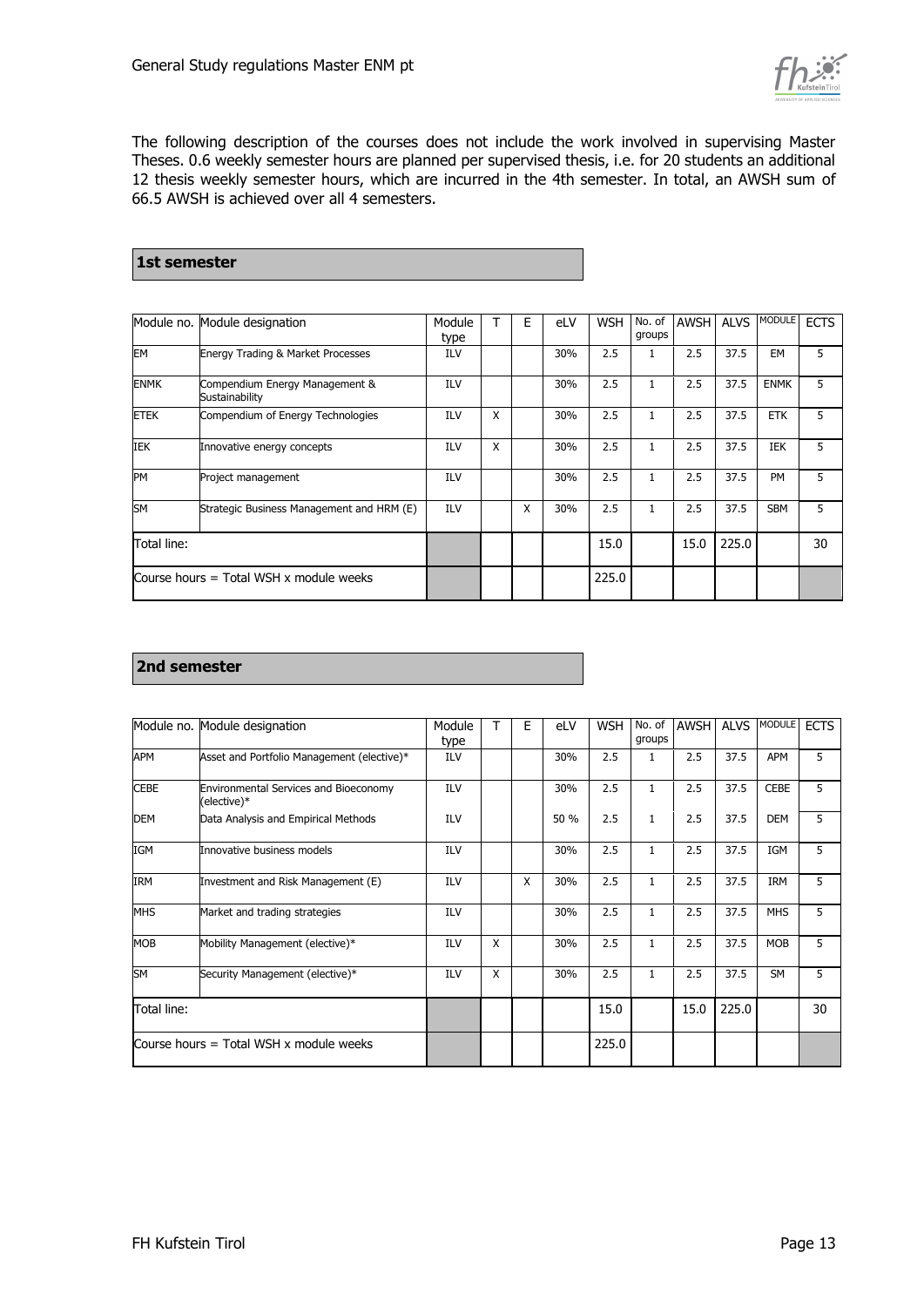The following description of the courses does not include the work involved in supervising Master Theses. 0.6 weekly semester hours are planned per supervised thesis, i.e. for 20 students an additional 12 thesis weekly semester hours, which are incurred in the 4th semester. In total, an AWSH sum of 66.5 AWSH is achieved over all 4 semesters.

## 1st semester

| Module no. | Module designation | Module type | T | E | eLV | WSH | No. of groups | AWSH | ALVS | MODULE | ECTS |
|---|---|---|---|---|---|---|---|---|---|---|---|
| EM | Energy Trading & Market Processes | ILV | | | 30% | 2.5 | 1 | 2.5 | 37.5 | EM | 5 |
| ENMK | Compendium Energy Management & Sustainability | ILV | | | 30% | 2.5 | 1 | 2.5 | 37.5 | ENMK | 5 |
| ETEK | Compendium of Energy Technologies | ILV | X | | 30% | 2.5 | 1 | 2.5 | 37.5 | ETK | 5 |
| IEK | Innovative energy concepts | ILV | X | | 30% | 2.5 | 1 | 2.5 | 37.5 | IEK | 5 |
| PM | Project management | ILV | | | 30% | 2.5 | 1 | 2.5 | 37.5 | PM | 5 |
| SM | Strategic Business Management and HRM (E) | ILV | | X | 30% | 2.5 | 1 | 2.5 | 37.5 | SBM | 5 |
| Total line: | | | | | | 15.0 | | 15.0 | 225.0 | | 30 |
| Course hours = Total WSH x module weeks | | | | | | 225.0 | | | | | |

## 2nd semester

| Module no. | Module designation | Module type | T | E | eLV | WSH | No. of groups | AWSH | ALVS | MODULE | ECTS |
|---|---|---|---|---|---|---|---|---|---|---|---|
| APM | Asset and Portfolio Management (elective)* | ILV | | | 30% | 2.5 | 1 | 2.5 | 37.5 | APM | 5 |
| CEBE | Environmental Services and Bioeconomy (elective)* | ILV | | | 30% | 2.5 | 1 | 2.5 | 37.5 | CEBE | 5 |
| DEM | Data Analysis and Empirical Methods | ILV | | | 50 % | 2.5 | 1 | 2.5 | 37.5 | DEM | 5 |
| IGM | Innovative business models | ILV | | | 30% | 2.5 | 1 | 2.5 | 37.5 | IGM | 5 |
| IRM | Investment and Risk Management (E) | ILV | | X | 30% | 2.5 | 1 | 2.5 | 37.5 | IRM | 5 |
| MHS | Market and trading strategies | ILV | | | 30% | 2.5 | 1 | 2.5 | 37.5 | MHS | 5 |
| MOB | Mobility Management (elective)* | ILV | X | | 30% | 2.5 | 1 | 2.5 | 37.5 | MOB | 5 |
| SM | Security Management (elective)* | ILV | X | | 30% | 2.5 | 1 | 2.5 | 37.5 | SM | 5 |
| Total line: | | | | | | 15.0 | | 15.0 | 225.0 | | 30 |
| Course hours = Total WSH x module weeks | | | | | | 225.0 | | | | | |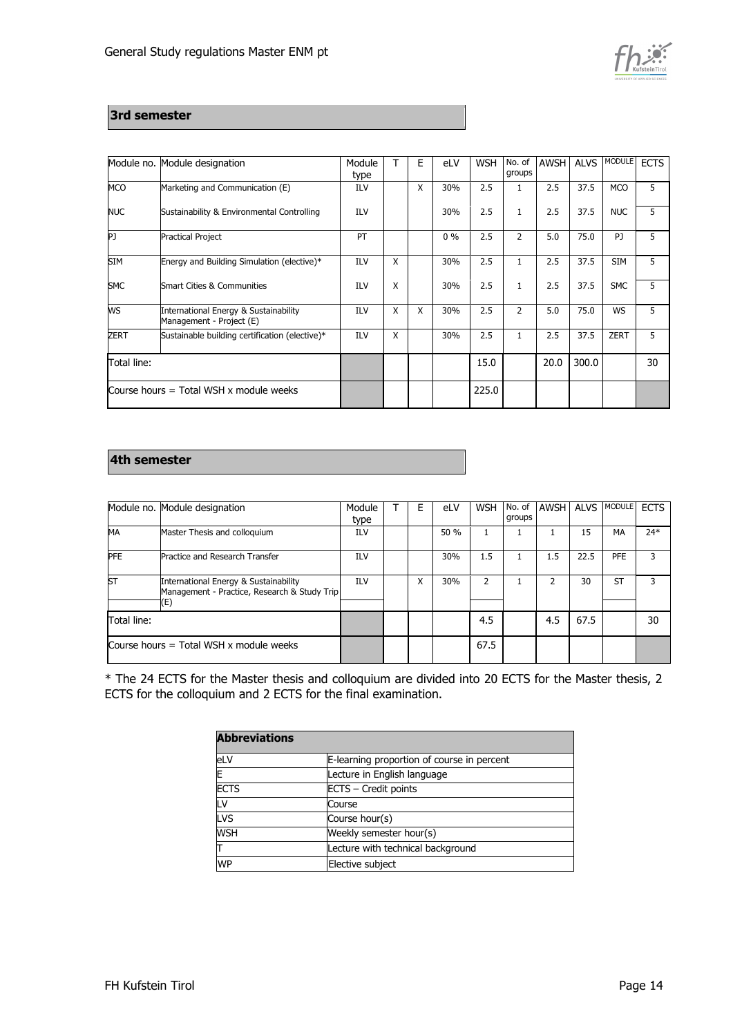## 3rd semester

| Module no. | Module designation | Module type | T | E | eLV | WSH | No. of groups | AWSH | ALVS | MODULE | ECTS |
|---|---|---|---|---|---|---|---|---|---|---|---|
| MCO | Marketing and Communication (E) | ILV | | X | 30% | 2.5 | 1 | 2.5 | 37.5 | MCO | 5 |
| NUC | Sustainability & Environmental Controlling | ILV | | | 30% | 2.5 | 1 | 2.5 | 37.5 | NUC | 5 |
| PJ | Practical Project | PT | | | 0 % | 2.5 | 2 | 5.0 | 75.0 | PJ | 5 |
| SIM | Energy and Building Simulation (elective)* | ILV | X | | 30% | 2.5 | 1 | 2.5 | 37.5 | SIM | 5 |
| SMC | Smart Cities & Communities | ILV | X | | 30% | 2.5 | 1 | 2.5 | 37.5 | SMC | 5 |
| WS | International Energy & Sustainability Management - Project (E) | ILV | X | X | 30% | 2.5 | 2 | 5.0 | 75.0 | WS | 5 |
| ZERT | Sustainable building certification (elective)* | ILV | X | | 30% | 2.5 | 1 | 2.5 | 37.5 | ZERT | 5 |
| Total line: | | | | | | 15.0 | | 20.0 | 300.0 | | 30 |
| Course hours = Total WSH x module weeks | | | | | | 225.0 | | | | | |

## 4th semester

| Module no. | Module designation | Module type | T | E | eLV | WSH | No. of groups | AWSH | ALVS | MODULE | ECTS |
|---|---|---|---|---|---|---|---|---|---|---|---|
| MA | Master Thesis and colloquium | ILV | | | 50 % | 1 | 1 | 1 | 15 | MA | 24* |
| PFE | Practice and Research Transfer | ILV | | | 30% | 1.5 | 1 | 1.5 | 22.5 | PFE | 3 |
| ST | International Energy & Sustainability Management - Practice, Research & Study Trip (E) | ILV | | X | 30% | 2 | 1 | 2 | 30 | ST | 3 |
| Total line: | | | | | | 4.5 | | 4.5 | 67.5 | | 30 |
| Course hours = Total WSH x module weeks | | | | | | 67.5 | | | | | |

* The 24 ECTS for the Master thesis and colloquium are divided into 20 ECTS for the Master thesis, 2 ECTS for the colloquium and 2 ECTS for the final examination.

| Abbreviations | |
|---|---|
| eLV | E-learning proportion of course in percent |
| E | Lecture in English language |
| ECTS | ECTS – Credit points |
| LV | Course |
| LVS | Course hour(s) |
| WSH | Weekly semester hour(s) |
| T | Lecture with technical background |
| WP | Elective subject |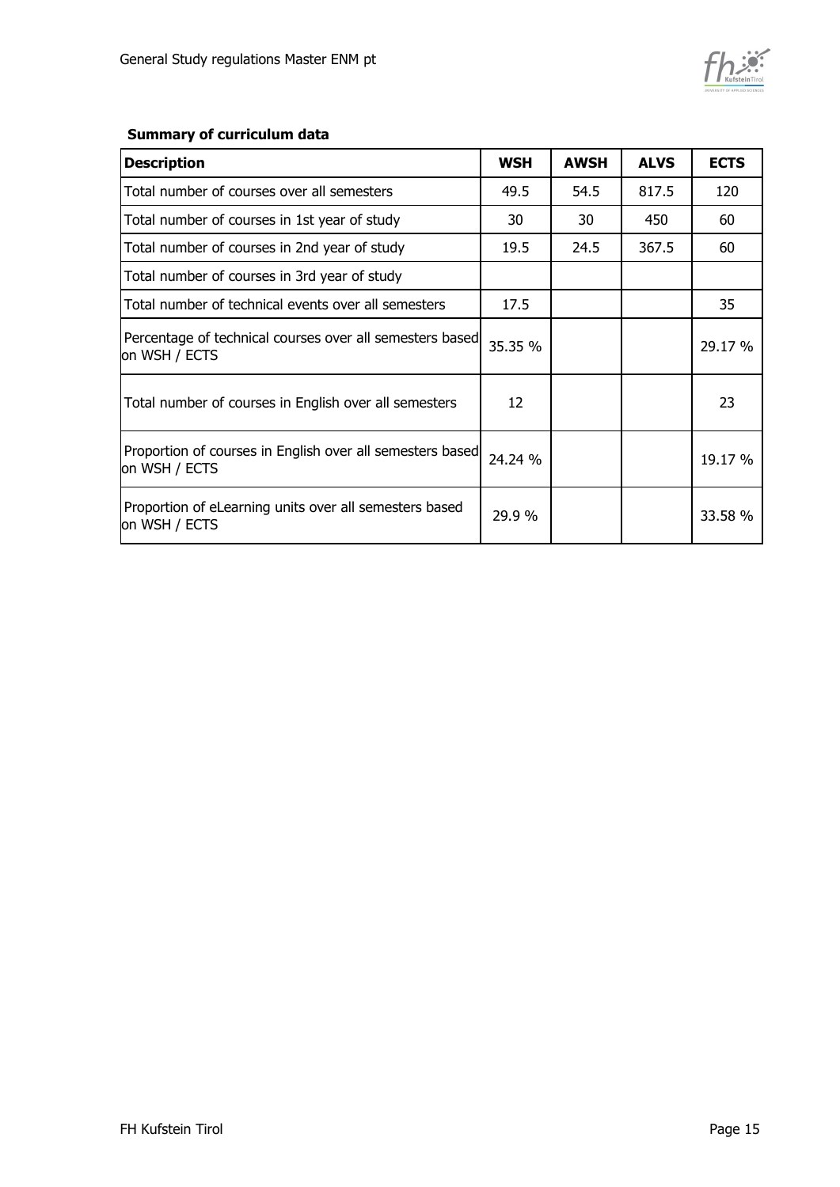**Summary of curriculum data**

| Description | WSH | AWSH | ALVS | ECTS |
|---|---|---|---|---|
| Total number of courses over all semesters | 49.5 | 54.5 | 817.5 | 120 |
| Total number of courses in 1st year of study | 30 | 30 | 450 | 60 |
| Total number of courses in 2nd year of study | 19.5 | 24.5 | 367.5 | 60 |
| Total number of courses in 3rd year of study | | | | |
| Total number of technical events over all semesters | 17.5 | | | 35 |
| Percentage of technical courses over all semesters based on WSH / ECTS | 35.35 % | | | 29.17 % |
| Total number of courses in English over all semesters | 12 | | | 23 |
| Proportion of courses in English over all semesters based on WSH / ECTS | 24.24 % | | | 19.17 % |
| Proportion of eLearning units over all semesters based on WSH / ECTS | 29.9 % | | | 33.58 % |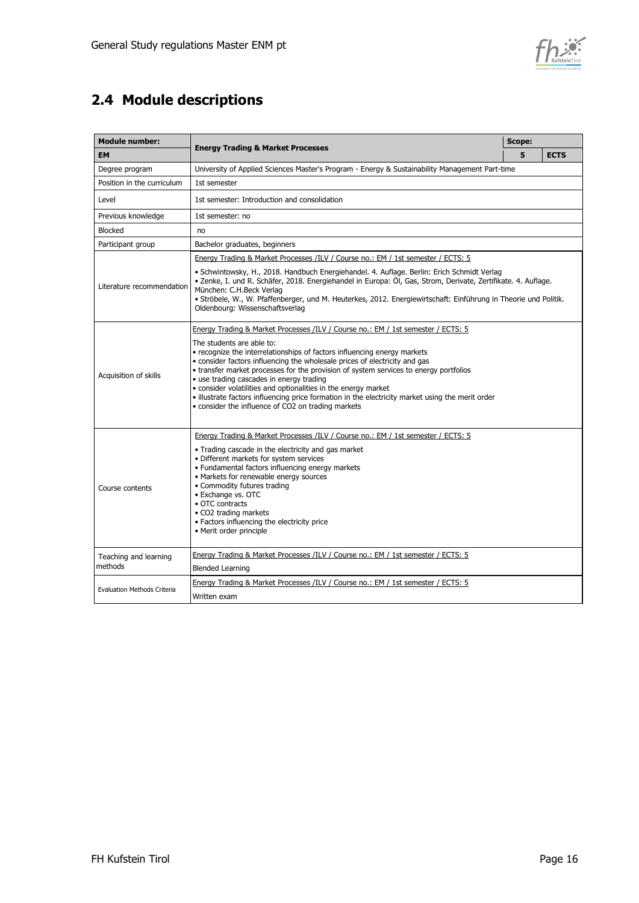## 2.4 Module descriptions

| Module number: | Energy Trading & Market Processes | Scope: | |
|---|---|---|---|
| **EM** | | **5** | **ECTS** |
| Degree program | University of Applied Sciences Master's Program - Energy & Sustainability Management Part-time | | |
| Position in the curriculum | 1st semester | | |
| Level | 1st semester: Introduction and consolidation | | |
| Previous knowledge | 1st semester: no | | |
| Blocked | no | | |
| Participant group | Bachelor graduates, beginners | | |
| Literature recommendation | Energy Trading & Market Processes /ILV / Course no.: EM / 1st semester / ECTS: 5<br><br>• Schwintowsky, H., 2018. Handbuch Energiehandel. 4. Auflage. Berlin: Erich Schmidt Verlag<br>• Zenke, I. und R. Schäfer, 2018. Energiehandel in Europa: Öl, Gas, Strom, Derivate, Zertifikate. 4. Auflage. München: C.H.Beck Verlag<br>• Ströbele, W., W. Pfaffenberger, und M. Heuterkes, 2012. Energiewirtschaft: Einführung in Theorie und Politik. Oldenbourg: Wissenschaftsverlag | | |
| Acquisition of skills | Energy Trading & Market Processes /ILV / Course no.: EM / 1st semester / ECTS: 5<br><br>The students are able to:<br>• recognize the interrelationships of factors influencing energy markets<br>• consider factors influencing the wholesale prices of electricity and gas<br>• transfer market processes for the provision of system services to energy portfolios<br>• use trading cascades in energy trading<br>• consider volatilities and optionalities in the energy market<br>• illustrate factors influencing price formation in the electricity market using the merit order<br>• consider the influence of $CO_2$ on trading markets | | |
| Course contents | Energy Trading & Market Processes /ILV / Course no.: EM / 1st semester / ECTS: 5<br><br>• Trading cascade in the electricity and gas market<br>• Different markets for system services<br>• Fundamental factors influencing energy markets<br>• Markets for renewable energy sources<br>• Commodity futures trading<br>• Exchange vs. OTC<br>• OTC contracts<br>• $CO_2$ trading markets<br>• Factors influencing the electricity price<br>• Merit order principle | | |
| Teaching and learning methods | Energy Trading & Market Processes /ILV / Course no.: EM / 1st semester / ECTS: 5<br><br>Blended Learning | | |
| Evaluation Methods Criteria | Energy Trading & Market Processes /ILV / Course no.: EM / 1st semester / ECTS: 5<br><br>Written exam | | |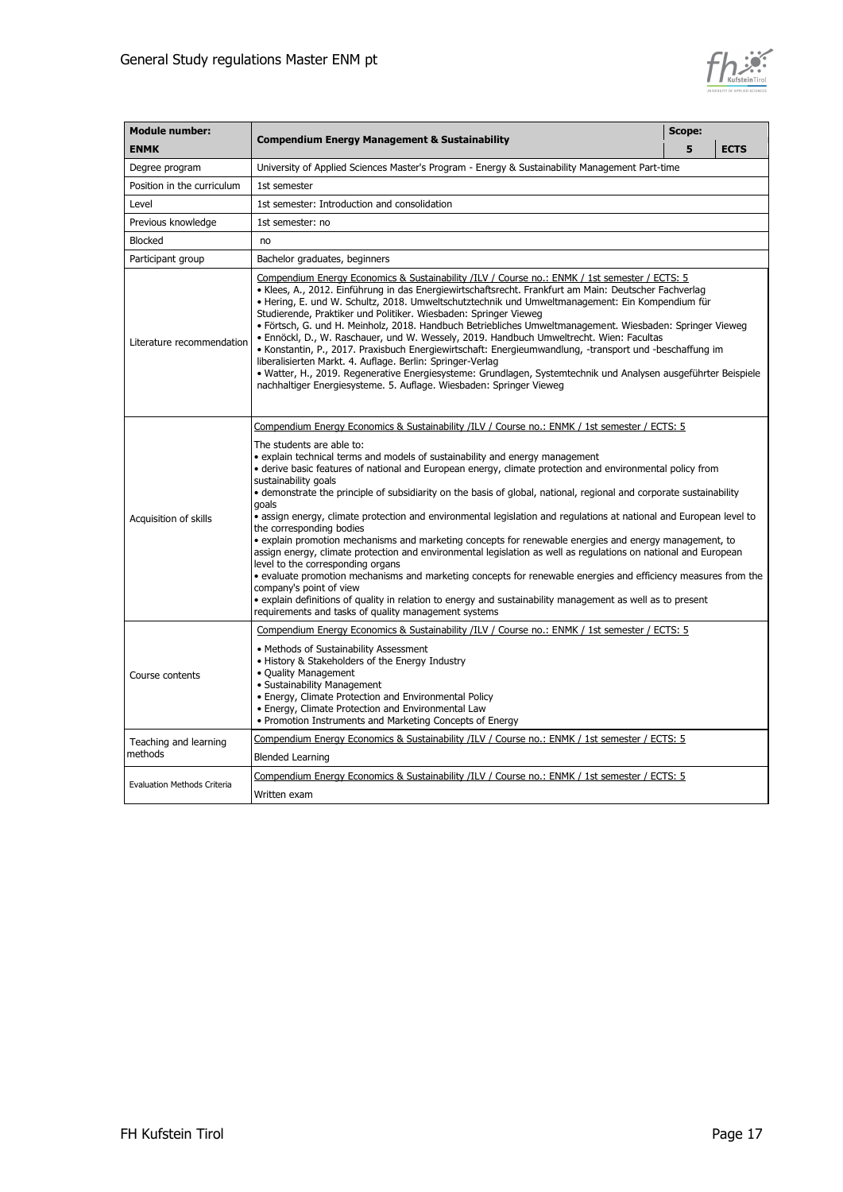| Module number: ENMK | Compendium Energy Management & Sustainability | Scope: 5 | ECTS |
|---|---|---|---|
| Degree program | University of Applied Sciences Master's Program - Energy & Sustainability Management Part-time | | |
| Position in the curriculum | 1st semester | | |
| Level | 1st semester: Introduction and consolidation | | |
| Previous knowledge | 1st semester: no | | |
| Blocked | no | | |
| Participant group | Bachelor graduates, beginners | | |
| Literature recommendation | Compendium Energy Economics & Sustainability /ILV / Course no.: ENMK / 1st semester / ECTS: 5<br>• Klees, A., 2012. Einführung in das Energiewirtschaftsrecht. Frankfurt am Main: Deutscher Fachverlag<br>• Hering, E. und W. Schultz, 2018. Umweltschutztechnik und Umweltmanagement: Ein Kompendium für Studierende, Praktiker und Politiker. Wiesbaden: Springer Vieweg<br>• Förtsch, G. und H. Meinholz, 2018. Handbuch Betriebliches Umweltmanagement. Wiesbaden: Springer Vieweg<br>• Ennöckl, D., W. Raschauer, und W. Wessely, 2019. Handbuch Umweltrecht. Wien: Facultas<br>• Konstantin, P., 2017. Praxisbuch Energiewirtschaft: Energieumwandlung, -transport und -beschaffung im liberalisierten Markt. 4. Auflage. Berlin: Springer-Verlag<br>• Watter, H., 2019. Regenerative Energiesysteme: Grundlagen, Systemtechnik und Analysen ausgeführter Beispiele nachhaltiger Energiesysteme. 5. Auflage. Wiesbaden: Springer Vieweg | | |
| Acquisition of skills | Compendium Energy Economics & Sustainability /ILV / Course no.: ENMK / 1st semester / ECTS: 5<br>The students are able to:<br>• explain technical terms and models of sustainability and energy management<br>• derive basic features of national and European energy, climate protection and environmental policy from sustainability goals<br>• demonstrate the principle of subsidiarity on the basis of global, national, regional and corporate sustainability goals<br>• assign energy, climate protection and environmental legislation and regulations at national and European level to the corresponding bodies<br>• explain promotion mechanisms and marketing concepts for renewable energies and energy management, to assign energy, climate protection and environmental legislation as well as regulations on national and European level to the corresponding organs<br>• evaluate promotion mechanisms and marketing concepts for renewable energies and efficiency measures from the company's point of view<br>• explain definitions of quality in relation to energy and sustainability management as well as to present requirements and tasks of quality management systems | | |
| Course contents | Compendium Energy Economics & Sustainability /ILV / Course no.: ENMK / 1st semester / ECTS: 5<br>• Methods of Sustainability Assessment<br>• History & Stakeholders of the Energy Industry<br>• Quality Management<br>• Sustainability Management<br>• Energy, Climate Protection and Environmental Policy<br>• Energy, Climate Protection and Environmental Law<br>• Promotion Instruments and Marketing Concepts of Energy | | |
| Teaching and learning methods | Compendium Energy Economics & Sustainability /ILV / Course no.: ENMK / 1st semester / ECTS: 5<br>Blended Learning | | |
| Evaluation Methods Criteria | Compendium Energy Economics & Sustainability /ILV / Course no.: ENMK / 1st semester / ECTS: 5<br>Written exam | | |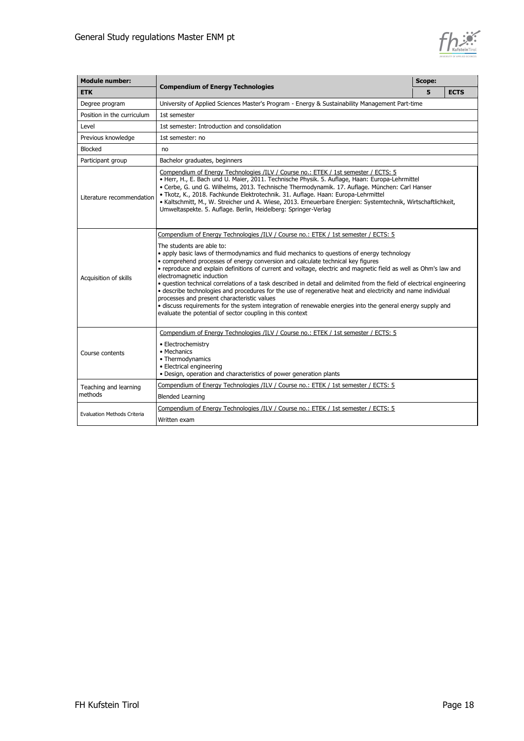| Module number: | Compendium of Energy Technologies | Scope: | |
|---|---|---|---|
| **ETK** | | **5** | **ECTS** |
| Degree program | University of Applied Sciences Master's Program - Energy & Sustainability Management Part-time | | |
| Position in the curriculum | 1st semester | | |
| Level | 1st semester: Introduction and consolidation | | |
| Previous knowledge | 1st semester: no | | |
| Blocked | no | | |
| Participant group | Bachelor graduates, beginners | | |
| Literature recommendation | Compendium of Energy Technologies /ILV / Course no.: ETEK / 1st semester / ECTS: 5<br>• Herr, H., E. Bach und U. Maier, 2011. Technische Physik. 5. Auflage, Haan: Europa-Lehrmittel<br>• Cerbe, G. und G. Wilhelms, 2013. Technische Thermodynamik. 17. Auflage. München: Carl Hanser<br>• Tkotz, K., 2018. Fachkunde Elektrotechnik. 31. Auflage. Haan: Europa-Lehrmittel<br>• Kaltschmitt, M., W. Streicher und A. Wiese, 2013. Erneuerbare Energien: Systemtechnik, Wirtschaftlichkeit, Umweltaspekte. 5. Auflage. Berlin, Heidelberg: Springer-Verlag | | |
| Acquisition of skills | Compendium of Energy Technologies /ILV / Course no.: ETEK / 1st semester / ECTS: 5<br>The students are able to:<br>• apply basic laws of thermodynamics and fluid mechanics to questions of energy technology<br>• comprehend processes of energy conversion and calculate technical key figures<br>• reproduce and explain definitions of current and voltage, electric and magnetic field as well as Ohm's law and electromagnetic induction<br>• question technical correlations of a task described in detail and delimited from the field of electrical engineering<br>• describe technologies and procedures for the use of regenerative heat and electricity and name individual processes and present characteristic values<br>• discuss requirements for the system integration of renewable energies into the general energy supply and evaluate the potential of sector coupling in this context | | |
| Course contents | Compendium of Energy Technologies /ILV / Course no.: ETEK / 1st semester / ECTS: 5<br>• Electrochemistry<br>• Mechanics<br>• Thermodynamics<br>• Electrical engineering<br>• Design, operation and characteristics of power generation plants | | |
| Teaching and learning methods | Compendium of Energy Technologies /ILV / Course no.: ETEK / 1st semester / ECTS: 5<br>Blended Learning | | |
| Evaluation Methods Criteria | Compendium of Energy Technologies /ILV / Course no.: ETEK / 1st semester / ECTS: 5<br>Written exam | | |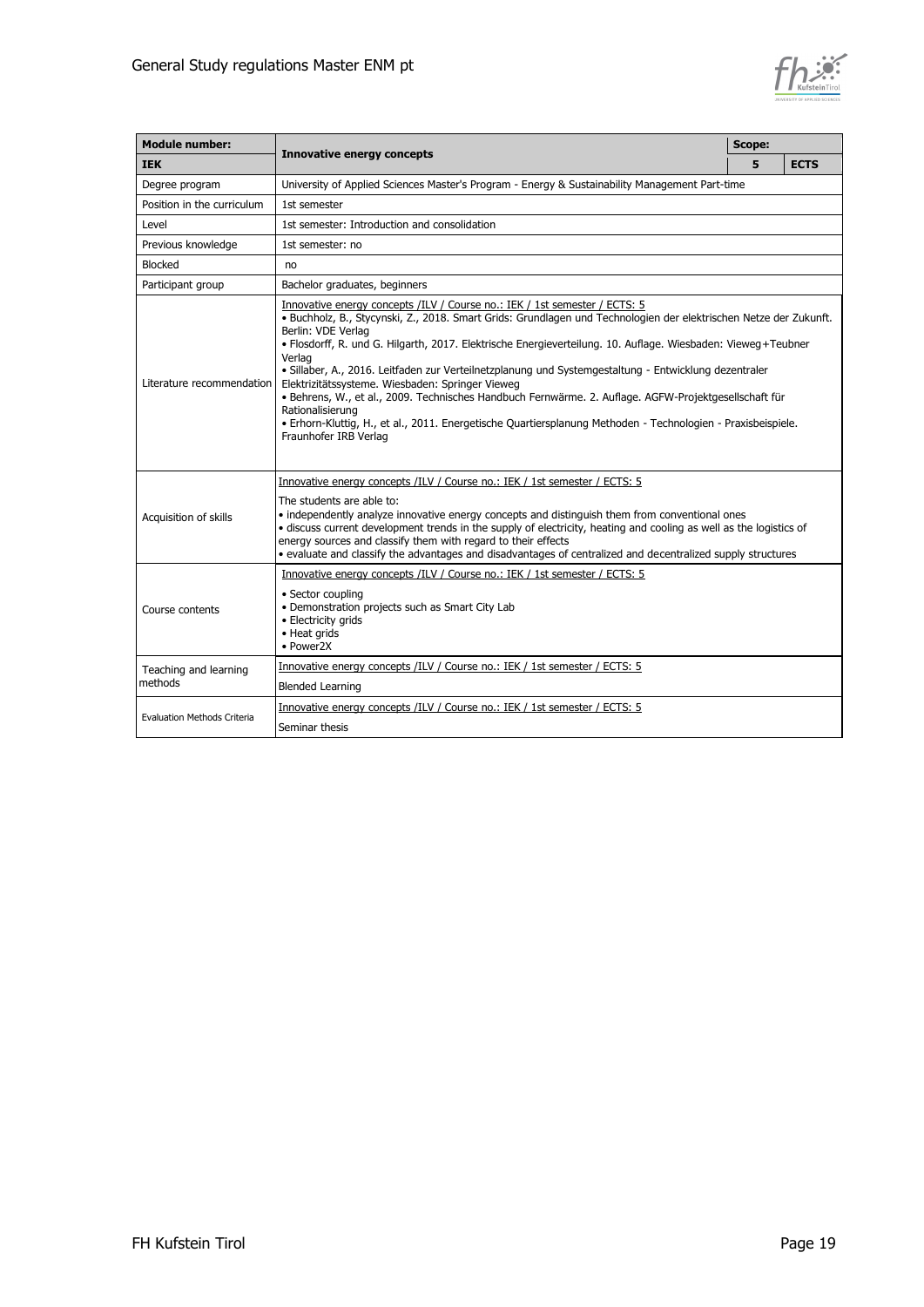| Module number: | Innovative energy concepts | Scope: | |
|---|---|---|---|
| **IEK** | | **5** | **ECTS** |
| Degree program | University of Applied Sciences Master's Program - Energy & Sustainability Management Part-time | | |
| Position in the curriculum | 1st semester | | |
| Level | 1st semester: Introduction and consolidation | | |
| Previous knowledge | 1st semester: no | | |
| Blocked | no | | |
| Participant group | Bachelor graduates, beginners | | |
| Literature recommendation | Innovative energy concepts /ILV / Course no.: IEK / 1st semester / ECTS: 5<br>• Buchholz, B., Stycynski, Z., 2018. Smart Grids: Grundlagen und Technologien der elektrischen Netze der Zukunft. Berlin: VDE Verlag<br>• Flosdorff, R. und G. Hilgarth, 2017. Elektrische Energieverteilung. 10. Auflage. Wiesbaden: Vieweg+Teubner Verlag<br>• Sillaber, A., 2016. Leitfaden zur Verteilnetzplanung und Systemgestaltung - Entwicklung dezentraler Elektrizitätssysteme. Wiesbaden: Springer Vieweg<br>• Behrens, W., et al., 2009. Technisches Handbuch Fernwärme. 2. Auflage. AGFW-Projektgesellschaft für Rationalisierung<br>• Erhorn-Kluttig, H., et al., 2011. Energetische Quartiersplanung Methoden - Technologien - Praxisbeispiele. Fraunhofer IRB Verlag | | |
| Acquisition of skills | Innovative energy concepts /ILV / Course no.: IEK / 1st semester / ECTS: 5<br>The students are able to:<br>• independently analyze innovative energy concepts and distinguish them from conventional ones<br>• discuss current development trends in the supply of electricity, heating and cooling as well as the logistics of energy sources and classify them with regard to their effects<br>• evaluate and classify the advantages and disadvantages of centralized and decentralized supply structures | | |
| Course contents | Innovative energy concepts /ILV / Course no.: IEK / 1st semester / ECTS: 5<br>• Sector coupling<br>• Demonstration projects such as Smart City Lab<br>• Electricity grids<br>• Heat grids<br>• Power2X | | |
| Teaching and learning methods | Innovative energy concepts /ILV / Course no.: IEK / 1st semester / ECTS: 5<br>Blended Learning | | |
| Evaluation Methods Criteria | Innovative energy concepts /ILV / Course no.: IEK / 1st semester / ECTS: 5<br>Seminar thesis | | |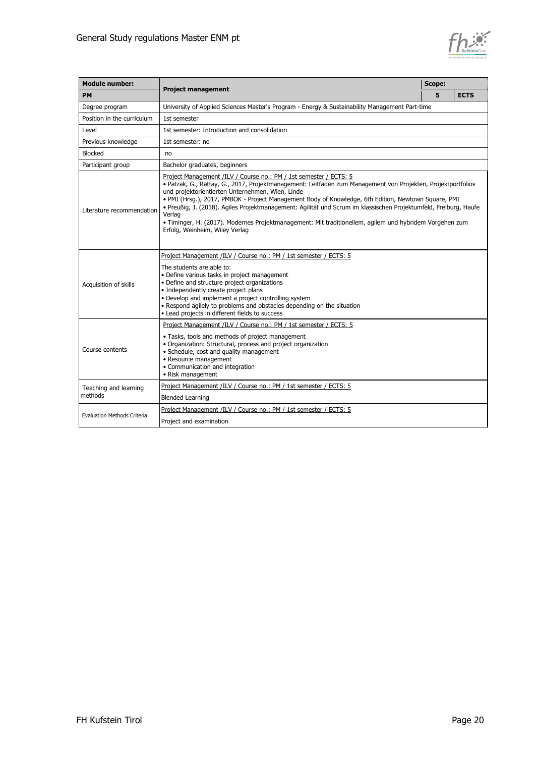| Module number: | Project management | Scope: | |
|---|---|---|---|
| **PM** | | **5** | **ECTS** |
| Degree program | University of Applied Sciences Master's Program - Energy & Sustainability Management Part-time | | |
| Position in the curriculum | 1st semester | | |
| Level | 1st semester: Introduction and consolidation | | |
| Previous knowledge | 1st semester: no | | |
| Blocked | no | | |
| Participant group | Bachelor graduates, beginners | | |
| Literature recommendation | Project Management /ILV / Course no.: PM / 1st semester / ECTS: 5<br>• Patzak, G., Rattay, G., 2017, Projektmanagement: Leitfaden zum Management von Projekten, Projektportfolios und projektorientierten Unternehmen, Wien, Linde<br>• PMI (Hrsg.), 2017, PMBOK - Project Management Body of Knowledge, 6th Edition, Newtown Square, PMI<br>• Preußig, J. (2018). Agiles Projektmanagement: Agilität und Scrum im klassischen Projektumfeld, Freiburg, Haufe Verlag<br>• Timinger, H. (2017). Modernes Projektmanagement: Mit traditionellem, agilem und hybridem Vorgehen zum Erfolg, Weinheim, Wiley Verlag | | |
| Acquisition of skills | Project Management /ILV / Course no.: PM / 1st semester / ECTS: 5<br>The students are able to:<br>• Define various tasks in project management<br>• Define and structure project organizations<br>• Independently create project plans<br>• Develop and implement a project controlling system<br>• Respond agilely to problems and obstacles depending on the situation<br>• Lead projects in different fields to success | | |
| Course contents | Project Management /ILV / Course no.: PM / 1st semester / ECTS: 5<br>• Tasks, tools and methods of project management<br>• Organization: Structural, process and project organization<br>• Schedule, cost and quality management<br>• Resource management<br>• Communication and integration<br>• Risk management | | |
| Teaching and learning methods | Project Management /ILV / Course no.: PM / 1st semester / ECTS: 5<br>Blended Learning | | |
| Evaluation Methods Criteria | Project Management /ILV / Course no.: PM / 1st semester / ECTS: 5<br>Project and examination | | |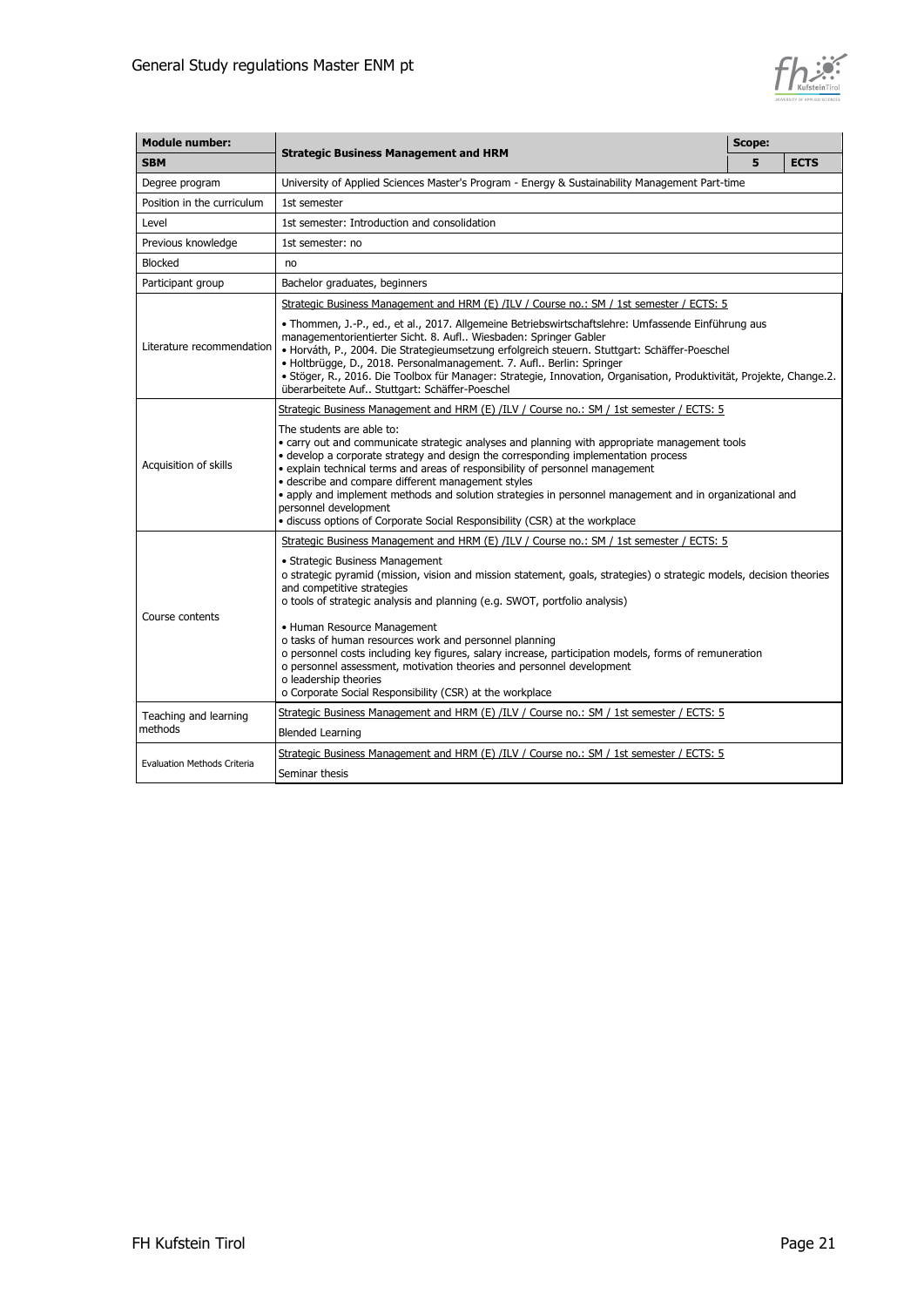| Module number: | Strategic Business Management and HRM | Scope: | |
|---|---|---|---|
| **SBM** | | **5** | **ECTS** |
| Degree program | University of Applied Sciences Master's Program - Energy & Sustainability Management Part-time | | |
| Position in the curriculum | 1st semester | | |
| Level | 1st semester: Introduction and consolidation | | |
| Previous knowledge | 1st semester: no | | |
| Blocked | no | | |
| Participant group | Bachelor graduates, beginners | | |
| Literature recommendation | Strategic Business Management and HRM (E) /ILV / Course no.: SM / 1st semester / ECTS: 5<br><br>• Thommen, J.-P., ed., et al., 2017. Allgemeine Betriebswirtschaftslehre: Umfassende Einführung aus managementorientierter Sicht. 8. Aufl.. Wiesbaden: Springer Gabler<br>• Horváth, P., 2004. Die Strategieumsetzung erfolgreich steuern. Stuttgart: Schäffer-Poeschel<br>• Holtbrügge, D., 2018. Personalmanagement. 7. Aufl.. Berlin: Springer<br>• Stöger, R., 2016. Die Toolbox für Manager: Strategie, Innovation, Organisation, Produktivität, Projekte, Change.2. überarbeitete Auf.. Stuttgart: Schäffer-Poeschel | | |
| Acquisition of skills | Strategic Business Management and HRM (E) /ILV / Course no.: SM / 1st semester / ECTS: 5<br><br>The students are able to:<br>• carry out and communicate strategic analyses and planning with appropriate management tools<br>• develop a corporate strategy and design the corresponding implementation process<br>• explain technical terms and areas of responsibility of personnel management<br>• describe and compare different management styles<br>• apply and implement methods and solution strategies in personnel management and in organizational and personnel development<br>• discuss options of Corporate Social Responsibility (CSR) at the workplace | | |
| Course contents | Strategic Business Management and HRM (E) /ILV / Course no.: SM / 1st semester / ECTS: 5<br><br>• Strategic Business Management<br>o strategic pyramid (mission, vision and mission statement, goals, strategies) o strategic models, decision theories and competitive strategies<br>o tools of strategic analysis and planning (e.g. SWOT, portfolio analysis)<br><br>• Human Resource Management<br>o tasks of human resources work and personnel planning<br>o personnel costs including key figures, salary increase, participation models, forms of remuneration<br>o personnel assessment, motivation theories and personnel development<br>o leadership theories<br>o Corporate Social Responsibility (CSR) at the workplace | | |
| Teaching and learning methods | Strategic Business Management and HRM (E) /ILV / Course no.: SM / 1st semester / ECTS: 5<br><br>Blended Learning | | |
| Evaluation Methods Criteria | Strategic Business Management and HRM (E) /ILV / Course no.: SM / 1st semester / ECTS: 5<br><br>Seminar thesis | | |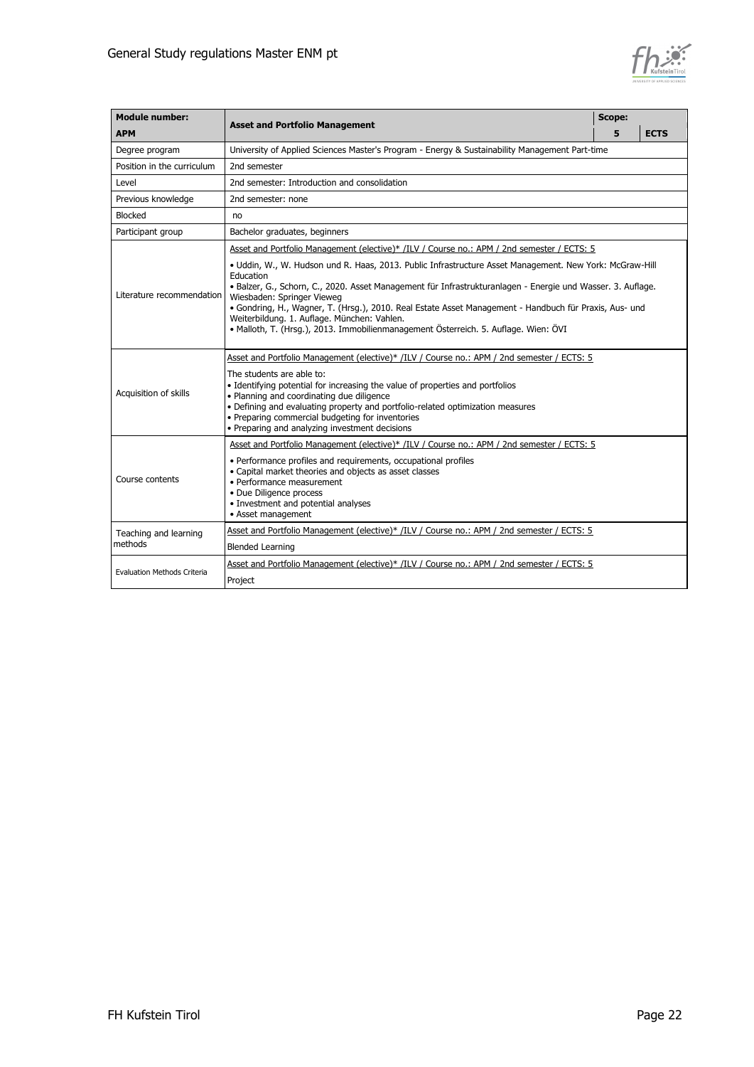| Module number: APM | Asset and Portfolio Management | Scope: 5 | ECTS |
|---|---|---|---|
| Degree program | University of Applied Sciences Master's Program - Energy & Sustainability Management Part-time | | |
| Position in the curriculum | 2nd semester | | |
| Level | 2nd semester: Introduction and consolidation | | |
| Previous knowledge | 2nd semester: none | | |
| Blocked | no | | |
| Participant group | Bachelor graduates, beginners | | |
| Literature recommendation | Asset and Portfolio Management (elective)* /ILV / Course no.: APM / 2nd semester / ECTS: 5<br><br>• Uddin, W., W. Hudson und R. Haas, 2013. Public Infrastructure Asset Management. New York: McGraw-Hill Education<br>• Balzer, G., Schorn, C., 2020. Asset Management für Infrastrukturanlagen - Energie und Wasser. 3. Auflage. Wiesbaden: Springer Vieweg<br>• Gondring, H., Wagner, T. (Hrsg.), 2010. Real Estate Asset Management - Handbuch für Praxis, Aus- und Weiterbildung. 1. Auflage. München: Vahlen.<br>• Malloth, T. (Hrsg.), 2013. Immobilienmanagement Österreich. 5. Auflage. Wien: ÖVI | | |
| Acquisition of skills | Asset and Portfolio Management (elective)* /ILV / Course no.: APM / 2nd semester / ECTS: 5<br><br>The students are able to:<br>• Identifying potential for increasing the value of properties and portfolios<br>• Planning and coordinating due diligence<br>• Defining and evaluating property and portfolio-related optimization measures<br>• Preparing commercial budgeting for inventories<br>• Preparing and analyzing investment decisions | | |
| Course contents | Asset and Portfolio Management (elective)* /ILV / Course no.: APM / 2nd semester / ECTS: 5<br><br>• Performance profiles and requirements, occupational profiles<br>• Capital market theories and objects as asset classes<br>• Performance measurement<br>• Due Diligence process<br>• Investment and potential analyses<br>• Asset management | | |
| Teaching and learning methods | Asset and Portfolio Management (elective)* /ILV / Course no.: APM / 2nd semester / ECTS: 5<br><br>Blended Learning | | |
| Evaluation Methods Criteria | Asset and Portfolio Management (elective)* /ILV / Course no.: APM / 2nd semester / ECTS: 5<br><br>Project | | |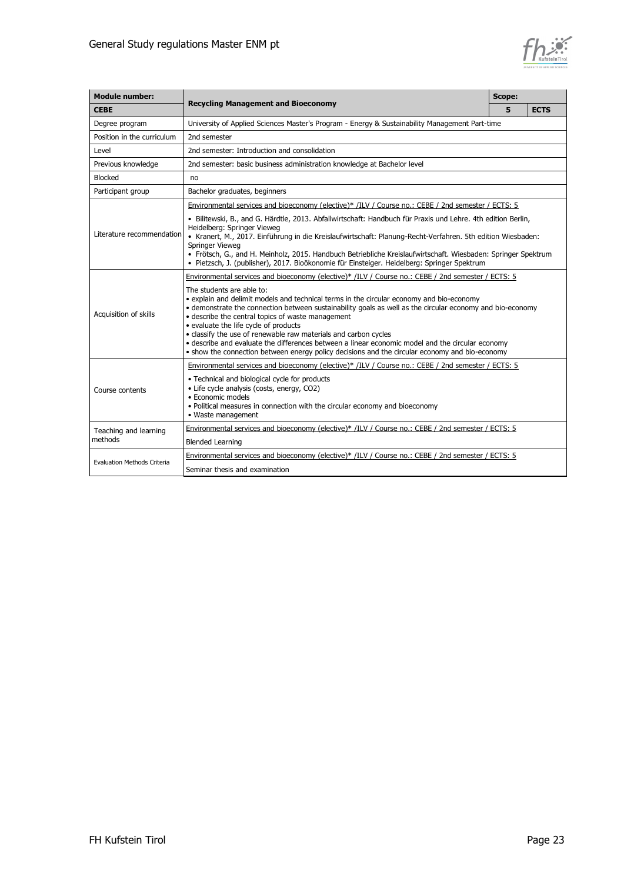| Module number: | Recycling Management and Bioeconomy | Scope: | |
|---|---|---|---|
| **CEBE** | | **5** | **ECTS** |
| Degree program | University of Applied Sciences Master's Program - Energy & Sustainability Management Part-time | | |
| Position in the curriculum | 2nd semester | | |
| Level | 2nd semester: Introduction and consolidation | | |
| Previous knowledge | 2nd semester: basic business administration knowledge at Bachelor level | | |
| Blocked | no | | |
| Participant group | Bachelor graduates, beginners | | |
| Literature recommendation | Environmental services and bioeconomy (elective)* /ILV / Course no.: CEBE / 2nd semester / ECTS: 5<br><br>• Bilitewski, B., and G. Härdtle, 2013. Abfallwirtschaft: Handbuch für Praxis und Lehre. 4th edition Berlin, Heidelberg: Springer Vieweg<br>• Kranert, M., 2017. Einführung in die Kreislaufwirtschaft: Planung-Recht-Verfahren. 5th edition Wiesbaden: Springer Vieweg<br>• Frötsch, G., and H. Meinholz, 2015. Handbuch Betriebliche Kreislaufwirtschaft. Wiesbaden: Springer Spektrum<br>• Pietzsch, J. (publisher), 2017. Bioökonomie für Einsteiger. Heidelberg: Springer Spektrum | | |
| Acquisition of skills | Environmental services and bioeconomy (elective)* /ILV / Course no.: CEBE / 2nd semester / ECTS: 5<br><br>The students are able to:<br>• explain and delimit models and technical terms in the circular economy and bio-economy<br>• demonstrate the connection between sustainability goals as well as the circular economy and bio-economy<br>• describe the central topics of waste management<br>• evaluate the life cycle of products<br>• classify the use of renewable raw materials and carbon cycles<br>• describe and evaluate the differences between a linear economic model and the circular economy<br>• show the connection between energy policy decisions and the circular economy and bio-economy | | |
| Course contents | Environmental services and bioeconomy (elective)* /ILV / Course no.: CEBE / 2nd semester / ECTS: 5<br><br>• Technical and biological cycle for products<br>• Life cycle analysis (costs, energy, CO2)<br>• Economic models<br>• Political measures in connection with the circular economy and bioeconomy<br>• Waste management | | |
| Teaching and learning methods | Environmental services and bioeconomy (elective)* /ILV / Course no.: CEBE / 2nd semester / ECTS: 5<br><br>Blended Learning | | |
| Evaluation Methods Criteria | Environmental services and bioeconomy (elective)* /ILV / Course no.: CEBE / 2nd semester / ECTS: 5<br><br>Seminar thesis and examination | | |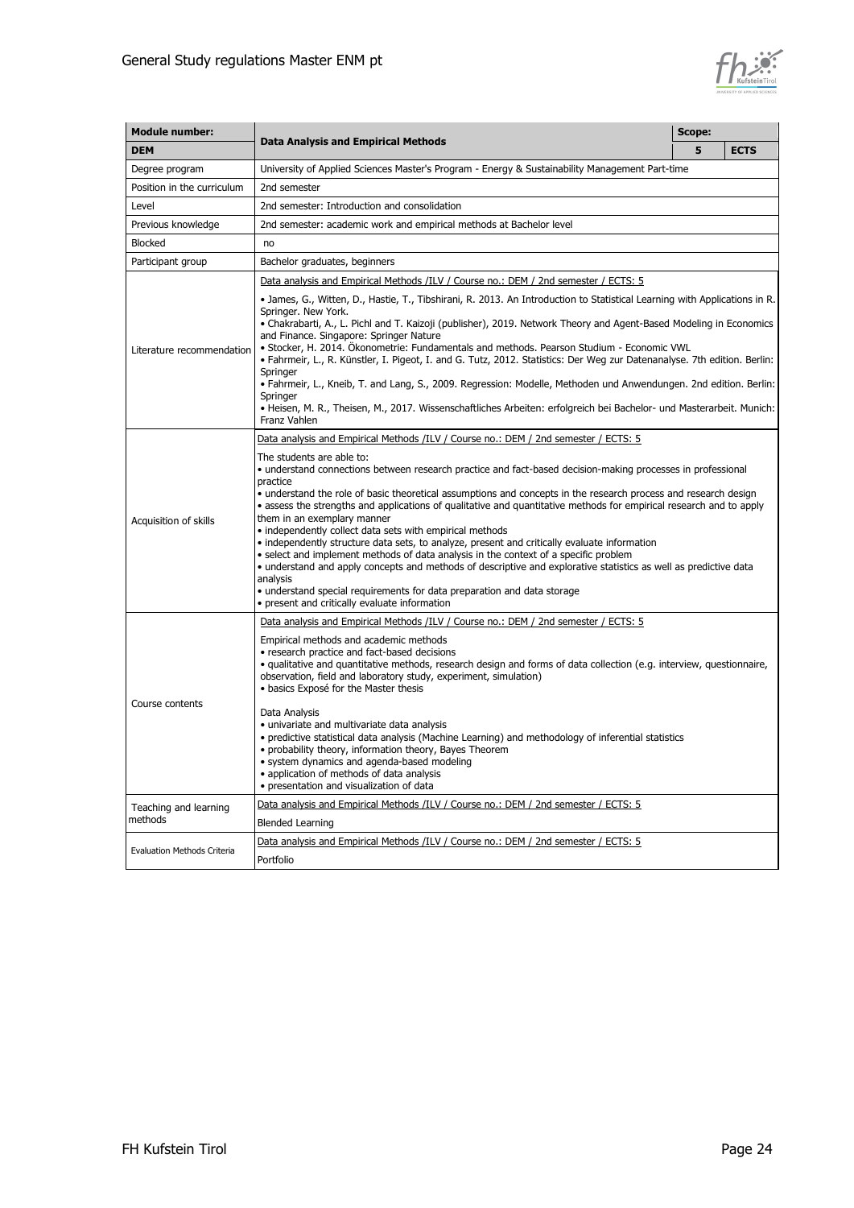| Module number: | Data Analysis and Empirical Methods | Scope: | |
|---|---|---|---|
| **DEM** | | **5** | **ECTS** |
| Degree program | University of Applied Sciences Master's Program - Energy & Sustainability Management Part-time | | |
| Position in the curriculum | 2nd semester | | |
| Level | 2nd semester: Introduction and consolidation | | |
| Previous knowledge | 2nd semester: academic work and empirical methods at Bachelor level | | |
| Blocked | no | | |
| Participant group | Bachelor graduates, beginners | | |
| Literature recommendation | Data analysis and Empirical Methods /ILV / Course no.: DEM / 2nd semester / ECTS: 5<br><br>• James, G., Witten, D., Hastie, T., Tibshirani, R. 2013. An Introduction to Statistical Learning with Applications in R. Springer. New York.<br>• Chakrabarti, A., L. Pichl and T. Kaizoji (publisher), 2019. Network Theory and Agent-Based Modeling in Economics and Finance. Singapore: Springer Nature<br>• Stocker, H. 2014. Ökonometrie: Fundamentals and methods. Pearson Studium - Economic VWL<br>• Fahrmeir, L., R. Künstler, I. Pigeot, I. and G. Tutz, 2012. Statistics: Der Weg zur Datenanalyse. 7th edition. Berlin: Springer<br>• Fahrmeir, L., Kneib, T. and Lang, S., 2009. Regression: Modelle, Methoden und Anwendungen. 2nd edition. Berlin: Springer<br>• Heisen, M. R., Theisen, M., 2017. Wissenschaftliches Arbeiten: erfolgreich bei Bachelor- und Masterarbeit. Munich: Franz Vahlen | | |
| Acquisition of skills | Data analysis and Empirical Methods /ILV / Course no.: DEM / 2nd semester / ECTS: 5<br><br>The students are able to:<br>• understand connections between research practice and fact-based decision-making processes in professional practice<br>• understand the role of basic theoretical assumptions and concepts in the research process and research design<br>• assess the strengths and applications of qualitative and quantitative methods for empirical research and to apply them in an exemplary manner<br>• independently collect data sets with empirical methods<br>• independently structure data sets, to analyze, present and critically evaluate information<br>• select and implement methods of data analysis in the context of a specific problem<br>• understand and apply concepts and methods of descriptive and explorative statistics as well as predictive data analysis<br>• understand special requirements for data preparation and data storage<br>• present and critically evaluate information | | |
| Course contents | Data analysis and Empirical Methods /ILV / Course no.: DEM / 2nd semester / ECTS: 5<br><br>Empirical methods and academic methods<br>• research practice and fact-based decisions<br>• qualitative and quantitative methods, research design and forms of data collection (e.g. interview, questionnaire, observation, field and laboratory study, experiment, simulation)<br>• basics Exposé for the Master thesis<br><br>Data Analysis<br>• univariate and multivariate data analysis<br>• predictive statistical data analysis (Machine Learning) and methodology of inferential statistics<br>• probability theory, information theory, Bayes Theorem<br>• system dynamics and agenda-based modeling<br>• application of methods of data analysis<br>• presentation and visualization of data | | |
| Teaching and learning methods | Data analysis and Empirical Methods /ILV / Course no.: DEM / 2nd semester / ECTS: 5<br><br>Blended Learning | | |
| Evaluation Methods Criteria | Data analysis and Empirical Methods /ILV / Course no.: DEM / 2nd semester / ECTS: 5<br><br>Portfolio | | |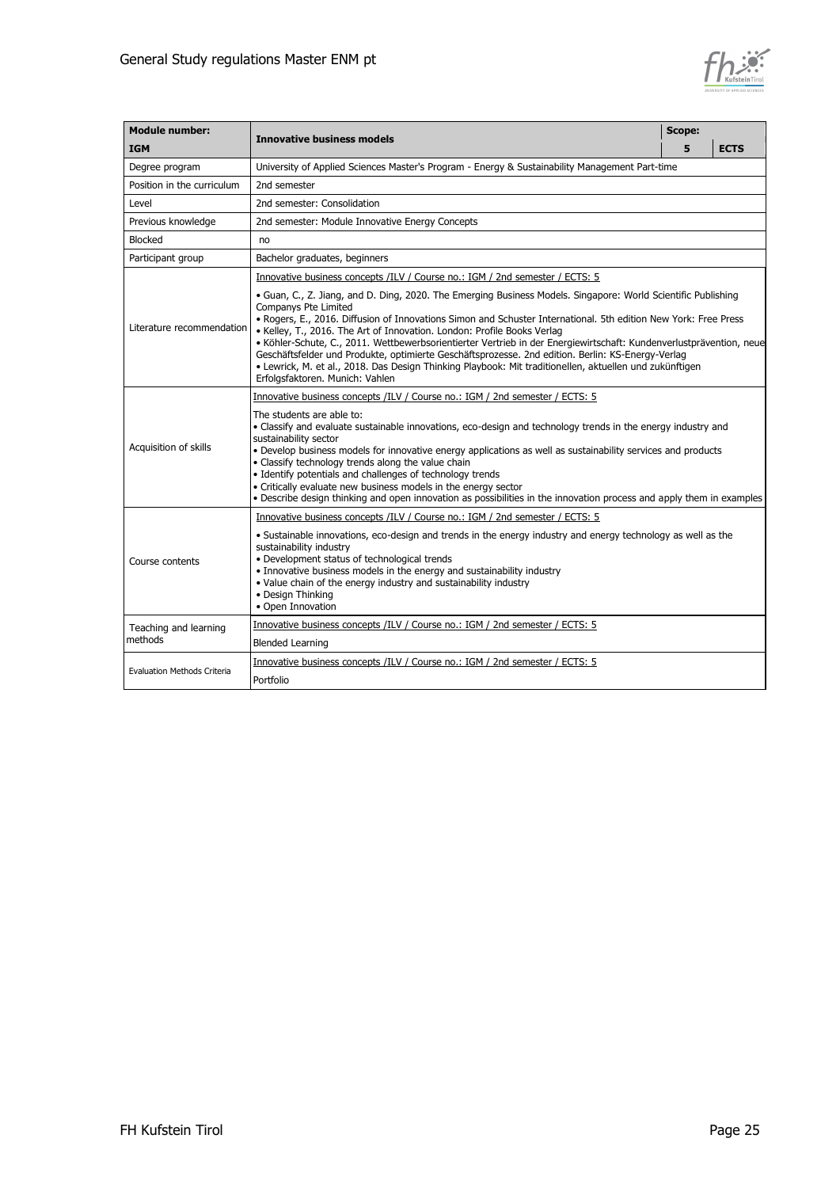| Module number: IGM | Innovative business models | Scope: 5 | ECTS |
|---|---|---|---|
| Degree program | University of Applied Sciences Master's Program - Energy & Sustainability Management Part-time | | |
| Position in the curriculum | 2nd semester | | |
| Level | 2nd semester: Consolidation | | |
| Previous knowledge | 2nd semester: Module Innovative Energy Concepts | | |
| Blocked | no | | |
| Participant group | Bachelor graduates, beginners | | |
| Literature recommendation | Innovative business concepts /ILV / Course no.: IGM / 2nd semester / ECTS: 5<br><br>• Guan, C., Z. Jiang, and D. Ding, 2020. The Emerging Business Models. Singapore: World Scientific Publishing Companys Pte Limited<br>• Rogers, E., 2016. Diffusion of Innovations Simon and Schuster International. 5th edition New York: Free Press<br>• Kelley, T., 2016. The Art of Innovation. London: Profile Books Verlag<br>• Köhler-Schute, C., 2011. Wettbewerbsorientierter Vertrieb in der Energiewirtschaft: Kundenverlustprävention, neue Geschäftsfelder und Produkte, optimierte Geschäftsprozesse. 2nd edition. Berlin: KS-Energy-Verlag<br>• Lewrick, M. et al., 2018. Das Design Thinking Playbook: Mit traditionellen, aktuellen und zukünftigen Erfolgsfaktoren. Munich: Vahlen | | |
| Acquisition of skills | Innovative business concepts /ILV / Course no.: IGM / 2nd semester / ECTS: 5<br><br>The students are able to:<br>• Classify and evaluate sustainable innovations, eco-design and technology trends in the energy industry and sustainability sector<br>• Develop business models for innovative energy applications as well as sustainability services and products<br>• Classify technology trends along the value chain<br>• Identify potentials and challenges of technology trends<br>• Critically evaluate new business models in the energy sector<br>• Describe design thinking and open innovation as possibilities in the innovation process and apply them in examples | | |
| Course contents | Innovative business concepts /ILV / Course no.: IGM / 2nd semester / ECTS: 5<br><br>• Sustainable innovations, eco-design and trends in the energy industry and energy technology as well as the sustainability industry<br>• Development status of technological trends<br>• Innovative business models in the energy and sustainability industry<br>• Value chain of the energy industry and sustainability industry<br>• Design Thinking<br>• Open Innovation | | |
| Teaching and learning methods | Innovative business concepts /ILV / Course no.: IGM / 2nd semester / ECTS: 5<br><br>Blended Learning | | |
| Evaluation Methods Criteria | Innovative business concepts /ILV / Course no.: IGM / 2nd semester / ECTS: 5<br><br>Portfolio | | |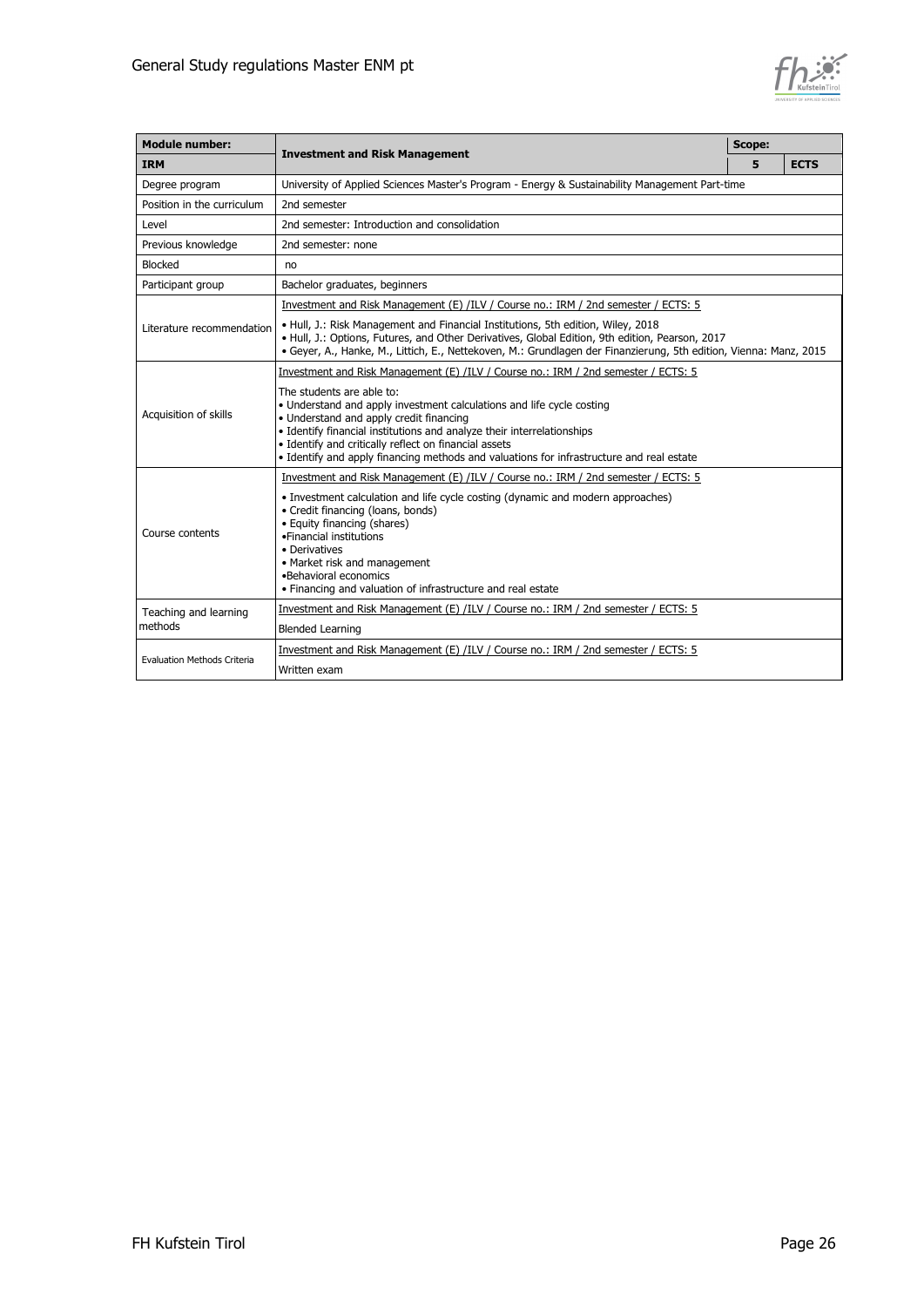| Module number: | Investment and Risk Management | Scope: | |
|---|---|---|---|
| **IRM** | | **5** | **ECTS** |
| Degree program | University of Applied Sciences Master's Program - Energy & Sustainability Management Part-time | | |
| Position in the curriculum | 2nd semester | | |
| Level | 2nd semester: Introduction and consolidation | | |
| Previous knowledge | 2nd semester: none | | |
| Blocked | no | | |
| Participant group | Bachelor graduates, beginners | | |
| Literature recommendation | Investment and Risk Management (E) /ILV / Course no.: IRM / 2nd semester / ECTS: 5<br><br>• Hull, J.: Risk Management and Financial Institutions, 5th edition, Wiley, 2018<br>• Hull, J.: Options, Futures, and Other Derivatives, Global Edition, 9th edition, Pearson, 2017<br>• Geyer, A., Hanke, M., Littich, E., Nettekoven, M.: Grundlagen der Finanzierung, 5th edition, Vienna: Manz, 2015 | | |
| Acquisition of skills | Investment and Risk Management (E) /ILV / Course no.: IRM / 2nd semester / ECTS: 5<br><br>The students are able to:<br>• Understand and apply investment calculations and life cycle costing<br>• Understand and apply credit financing<br>• Identify financial institutions and analyze their interrelationships<br>• Identify and critically reflect on financial assets<br>• Identify and apply financing methods and valuations for infrastructure and real estate | | |
| Course contents | Investment and Risk Management (E) /ILV / Course no.: IRM / 2nd semester / ECTS: 5<br><br>• Investment calculation and life cycle costing (dynamic and modern approaches)<br>• Credit financing (loans, bonds)<br>• Equity financing (shares)<br>•Financial institutions<br>• Derivatives<br>• Market risk and management<br>•Behavioral economics<br>• Financing and valuation of infrastructure and real estate | | |
| Teaching and learning methods | Investment and Risk Management (E) /ILV / Course no.: IRM / 2nd semester / ECTS: 5<br><br>Blended Learning | | |
| Evaluation Methods Criteria | Investment and Risk Management (E) /ILV / Course no.: IRM / 2nd semester / ECTS: 5<br><br>Written exam | | |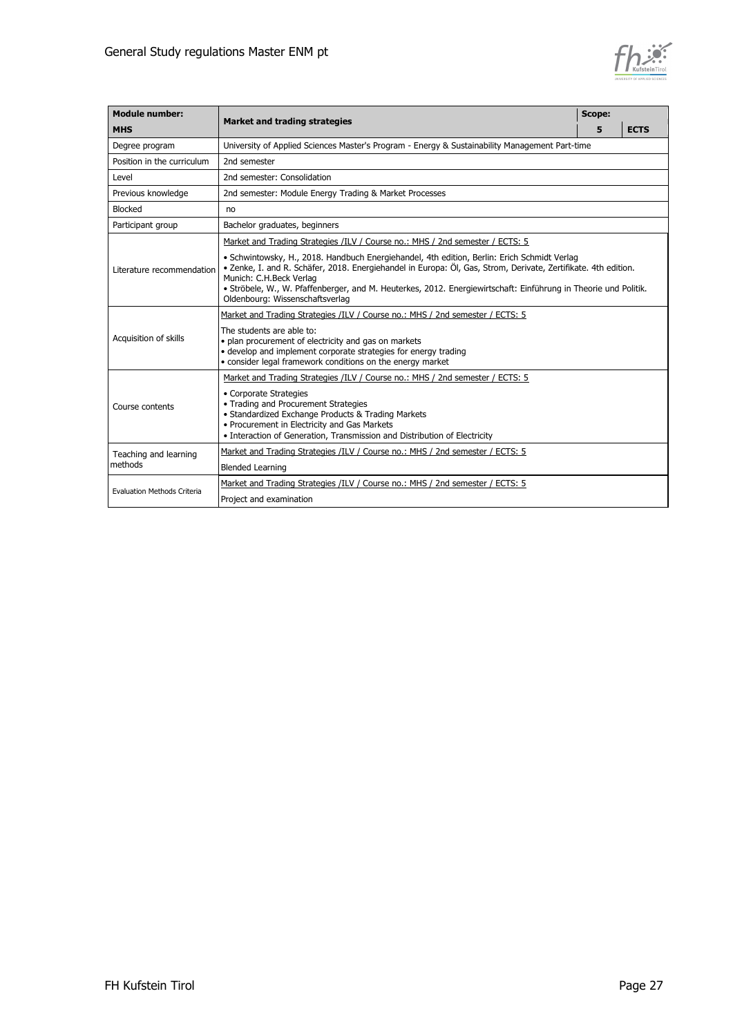| Module number: MHS | Market and trading strategies | Scope: 5 | ECTS |
|---|---|---|---|
| Degree program | University of Applied Sciences Master's Program - Energy & Sustainability Management Part-time | | |
| Position in the curriculum | 2nd semester | | |
| Level | 2nd semester: Consolidation | | |
| Previous knowledge | 2nd semester: Module Energy Trading & Market Processes | | |
| Blocked | no | | |
| Participant group | Bachelor graduates, beginners | | |
| Literature recommendation | Market and Trading Strategies /ILV / Course no.: MHS / 2nd semester / ECTS: 5<br><br>• Schwintowsky, H., 2018. Handbuch Energiehandel, 4th edition, Berlin: Erich Schmidt Verlag<br>• Zenke, I. and R. Schäfer, 2018. Energiehandel in Europa: Öl, Gas, Strom, Derivate, Zertifikate. 4th edition. Munich: C.H.Beck Verlag<br>• Ströbele, W., W. Pfaffenberger, and M. Heuterkes, 2012. Energiewirtschaft: Einführung in Theorie und Politik. Oldenbourg: Wissenschaftsverlag | | |
| Acquisition of skills | Market and Trading Strategies /ILV / Course no.: MHS / 2nd semester / ECTS: 5<br><br>The students are able to:<br>• plan procurement of electricity and gas on markets<br>• develop and implement corporate strategies for energy trading<br>• consider legal framework conditions on the energy market | | |
| Course contents | Market and Trading Strategies /ILV / Course no.: MHS / 2nd semester / ECTS: 5<br><br>• Corporate Strategies<br>• Trading and Procurement Strategies<br>• Standardized Exchange Products & Trading Markets<br>• Procurement in Electricity and Gas Markets<br>• Interaction of Generation, Transmission and Distribution of Electricity | | |
| Teaching and learning methods | Market and Trading Strategies /ILV / Course no.: MHS / 2nd semester / ECTS: 5<br><br>Blended Learning | | |
| Evaluation Methods Criteria | Market and Trading Strategies /ILV / Course no.: MHS / 2nd semester / ECTS: 5<br><br>Project and examination | | |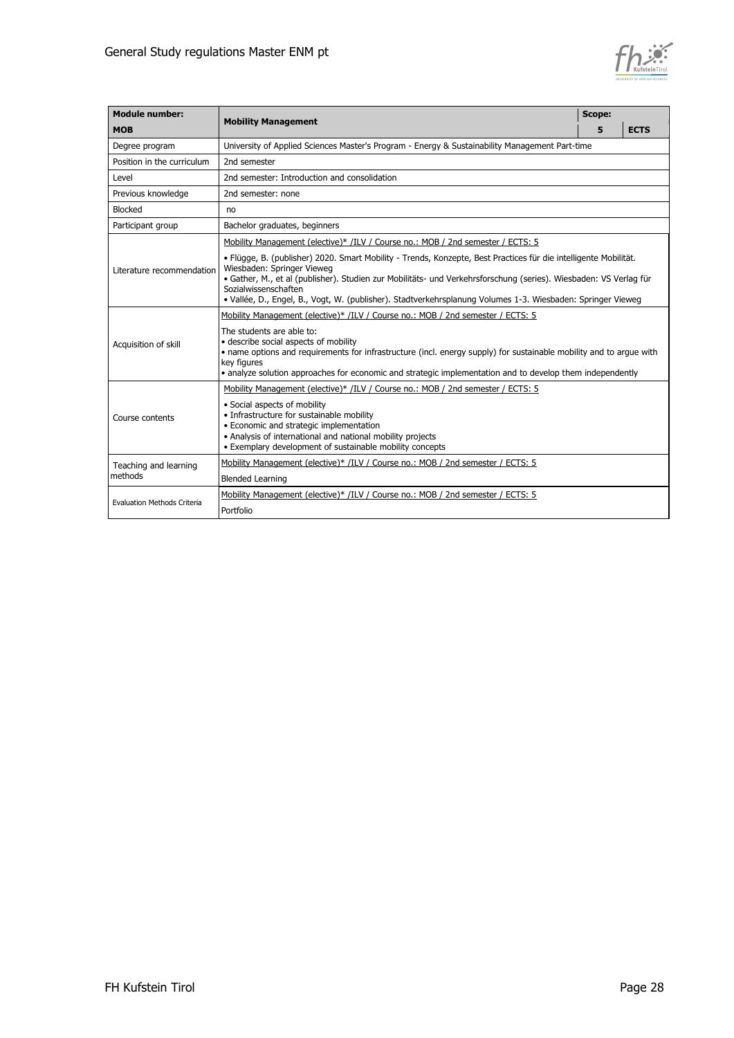| Module number: **MOB** | **Mobility Management** | Scope: **5** | **ECTS** |
|---|---|---|---|
| Degree program | University of Applied Sciences Master's Program - Energy & Sustainability Management Part-time | | |
| Position in the curriculum | 2nd semester | | |
| Level | 2nd semester: Introduction and consolidation | | |
| Previous knowledge | 2nd semester: none | | |
| Blocked | no | | |
| Participant group | Bachelor graduates, beginners | | |
| Literature recommendation | Mobility Management (elective)* /ILV / Course no.: MOB / 2nd semester / ECTS: 5<br><br>• Flügge, B. (publisher) 2020. Smart Mobility - Trends, Konzepte, Best Practices für die intelligente Mobilität. Wiesbaden: Springer Vieweg<br>• Gather, M., et al (publisher). Studien zur Mobilitäts- und Verkehrsforschung (series). Wiesbaden: VS Verlag für Sozialwissenschaften<br>• Vallée, D., Engel, B., Vogt, W. (publisher). Stadtverkehrsplanung Volumes 1-3. Wiesbaden: Springer Vieweg | | |
| Acquisition of skill | Mobility Management (elective)* /ILV / Course no.: MOB / 2nd semester / ECTS: 5<br><br>The students are able to:<br>• describe social aspects of mobility<br>• name options and requirements for infrastructure (incl. energy supply) for sustainable mobility and to argue with key figures<br>• analyze solution approaches for economic and strategic implementation and to develop them independently | | |
| Course contents | Mobility Management (elective)* /ILV / Course no.: MOB / 2nd semester / ECTS: 5<br><br>• Social aspects of mobility<br>• Infrastructure for sustainable mobility<br>• Economic and strategic implementation<br>• Analysis of international and national mobility projects<br>• Exemplary development of sustainable mobility concepts | | |
| Teaching and learning methods | Mobility Management (elective)* /ILV / Course no.: MOB / 2nd semester / ECTS: 5<br><br>Blended Learning | | |
| Evaluation Methods Criteria | Mobility Management (elective)* /ILV / Course no.: MOB / 2nd semester / ECTS: 5<br><br>Portfolio | | |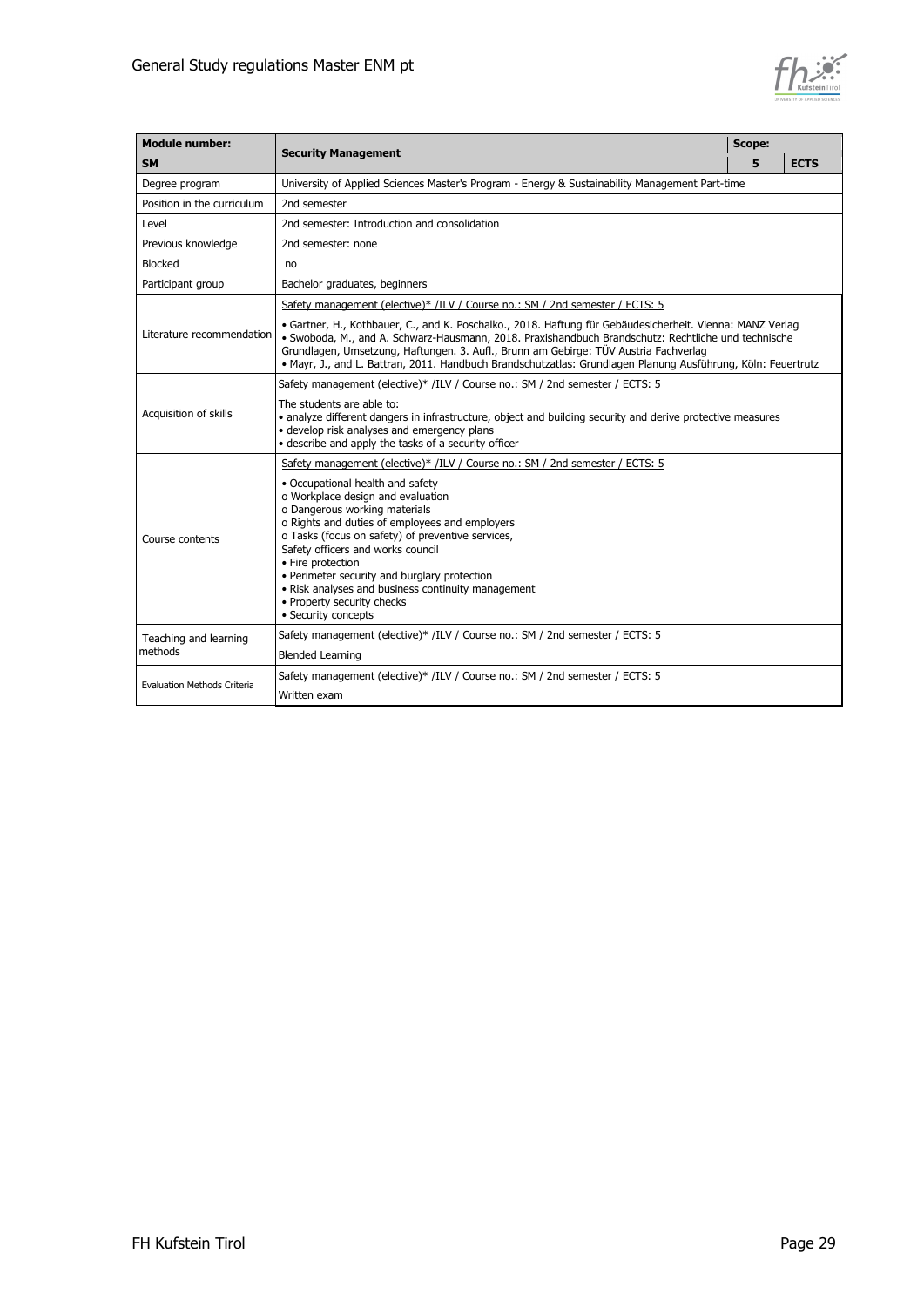| Module number: SM | Security Management | Scope: 5 | ECTS |
|---|---|---|---|
| Degree program | University of Applied Sciences Master's Program - Energy & Sustainability Management Part-time | | |
| Position in the curriculum | 2nd semester | | |
| Level | 2nd semester: Introduction and consolidation | | |
| Previous knowledge | 2nd semester: none | | |
| Blocked | no | | |
| Participant group | Bachelor graduates, beginners | | |
| Literature recommendation | Safety management (elective)* /ILV / Course no.: SM / 2nd semester / ECTS: 5<br><br>• Gartner, H., Kothbauer, C., and K. Poschalko., 2018. Haftung für Gebäudesicherheit. Vienna: MANZ Verlag<br>• Swoboda, M., and A. Schwarz-Hausmann, 2018. Praxishandbuch Brandschutz: Rechtliche und technische Grundlagen, Umsetzung, Haftungen. 3. Aufl., Brunn am Gebirge: TÜV Austria Fachverlag<br>• Mayr, J., and L. Battran, 2011. Handbuch Brandschutzatlas: Grundlagen Planung Ausführung, Köln: Feuertrutz | | |
| Acquisition of skills | Safety management (elective)* /ILV / Course no.: SM / 2nd semester / ECTS: 5<br><br>The students are able to:<br>• analyze different dangers in infrastructure, object and building security and derive protective measures<br>• develop risk analyses and emergency plans<br>• describe and apply the tasks of a security officer | | |
| Course contents | Safety management (elective)* /ILV / Course no.: SM / 2nd semester / ECTS: 5<br><br>• Occupational health and safety<br>o Workplace design and evaluation<br>o Dangerous working materials<br>o Rights and duties of employees and employers<br>o Tasks (focus on safety) of preventive services,<br>Safety officers and works council<br>• Fire protection<br>• Perimeter security and burglary protection<br>• Risk analyses and business continuity management<br>• Property security checks<br>• Security concepts | | |
| Teaching and learning methods | Safety management (elective)* /ILV / Course no.: SM / 2nd semester / ECTS: 5<br><br>Blended Learning | | |
| Evaluation Methods Criteria | Safety management (elective)* /ILV / Course no.: SM / 2nd semester / ECTS: 5<br><br>Written exam | | |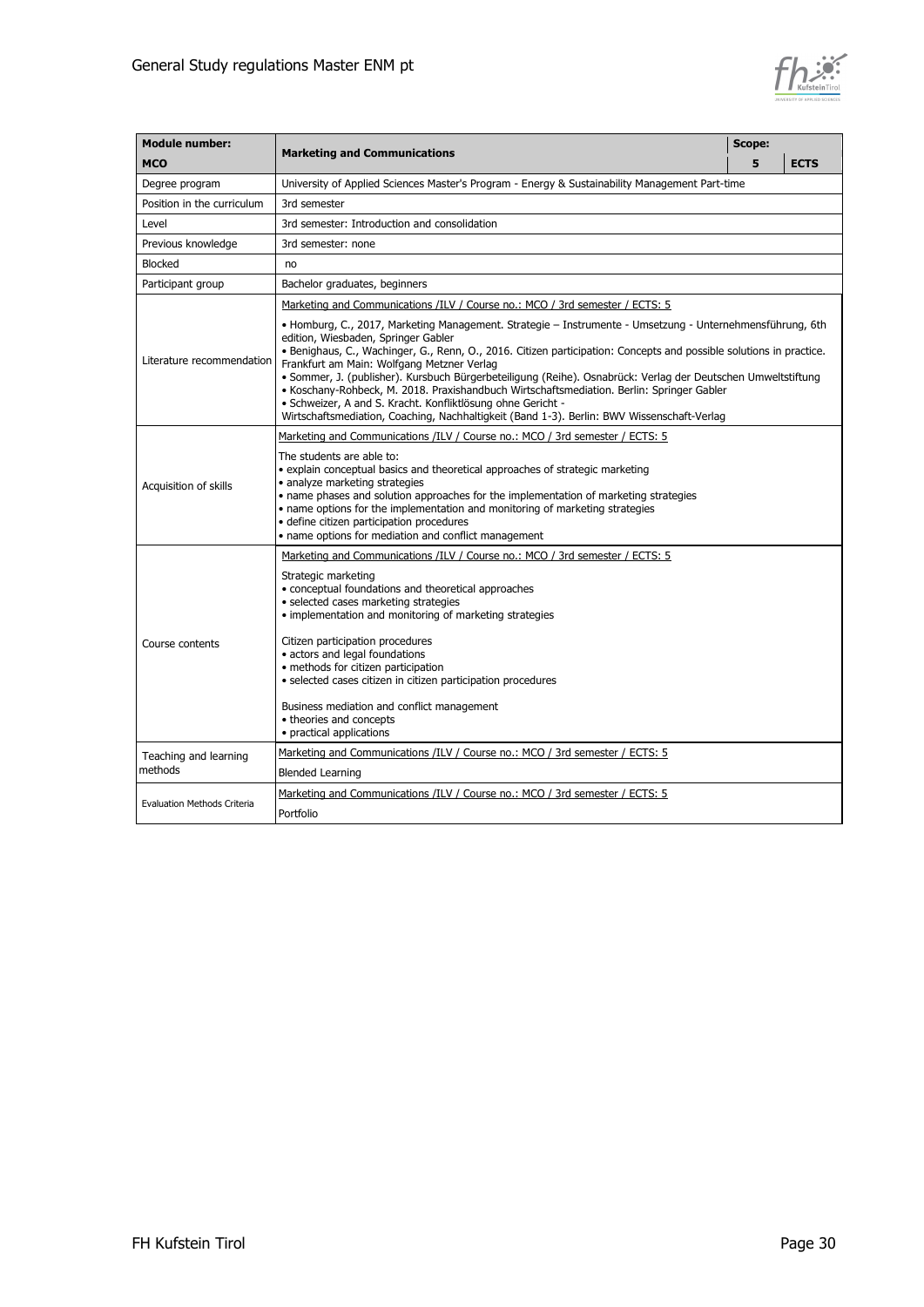| Module number: MCO | Marketing and Communications | Scope: 5 ECTS |
|---|---|---|
| Degree program | University of Applied Sciences Master's Program - Energy & Sustainability Management Part-time | |
| Position in the curriculum | 3rd semester | |
| Level | 3rd semester: Introduction and consolidation | |
| Previous knowledge | 3rd semester: none | |
| Blocked | no | |
| Participant group | Bachelor graduates, beginners | |
| Literature recommendation | Marketing and Communications /ILV / Course no.: MCO / 3rd semester / ECTS: 5<br><br>• Homburg, C., 2017, Marketing Management. Strategie – Instrumente - Umsetzung - Unternehmensführung, 6th edition, Wiesbaden, Springer Gabler<br>• Benighaus, C., Wachinger, G., Renn, O., 2016. Citizen participation: Concepts and possible solutions in practice. Frankfurt am Main: Wolfgang Metzner Verlag<br>• Sommer, J. (publisher). Kursbuch Bürgerbeteiligung (Reihe). Osnabrück: Verlag der Deutschen Umweltstiftung<br>• Koschany-Rohbeck, M. 2018. Praxishandbuch Wirtschaftsmediation. Berlin: Springer Gabler<br>• Schweizer, A and S. Kracht. Konfliktlösung ohne Gericht - Wirtschaftsmediation, Coaching, Nachhaltigkeit (Band 1-3). Berlin: BWV Wissenschaft-Verlag | |
| Acquisition of skills | Marketing and Communications /ILV / Course no.: MCO / 3rd semester / ECTS: 5<br><br>The students are able to:<br>• explain conceptual basics and theoretical approaches of strategic marketing<br>• analyze marketing strategies<br>• name phases and solution approaches for the implementation of marketing strategies<br>• name options for the implementation and monitoring of marketing strategies<br>• define citizen participation procedures<br>• name options for mediation and conflict management | |
| Course contents | Marketing and Communications /ILV / Course no.: MCO / 3rd semester / ECTS: 5<br><br>Strategic marketing<br>• conceptual foundations and theoretical approaches<br>• selected cases marketing strategies<br>• implementation and monitoring of marketing strategies<br><br>Citizen participation procedures<br>• actors and legal foundations<br>• methods for citizen participation<br>• selected cases citizen in citizen participation procedures<br><br>Business mediation and conflict management<br>• theories and concepts<br>• practical applications | |
| Teaching and learning methods | Marketing and Communications /ILV / Course no.: MCO / 3rd semester / ECTS: 5<br><br>Blended Learning | |
| Evaluation Methods Criteria | Marketing and Communications /ILV / Course no.: MCO / 3rd semester / ECTS: 5<br><br>Portfolio | |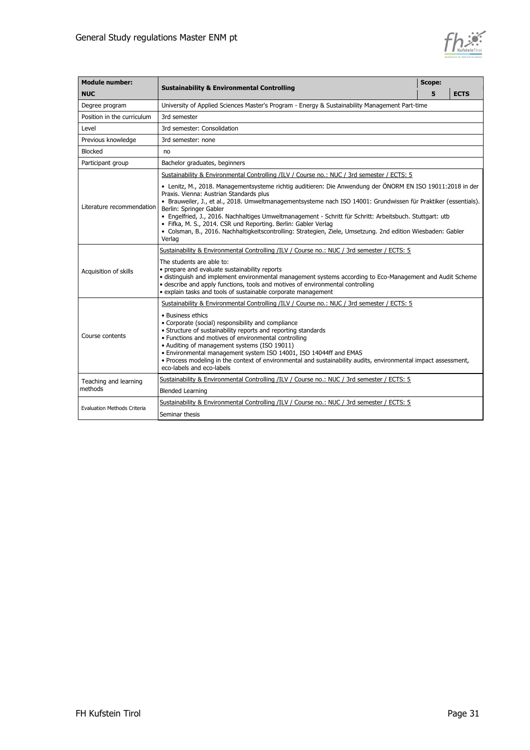| **Module number:** **NUC** | **Sustainability & Environmental Controlling** | **Scope:** 5 | **ECTS** |
|---|---|---|---|
| Degree program | University of Applied Sciences Master's Program - Energy & Sustainability Management Part-time | | |
| Position in the curriculum | 3rd semester | | |
| Level | 3rd semester: Consolidation | | |
| Previous knowledge | 3rd semester: none | | |
| Blocked | no | | |
| Participant group | Bachelor graduates, beginners | | |
| Literature recommendation | Sustainability & Environmental Controlling /ILV / Course no.: NUC / 3rd semester / ECTS: 5<br><br>• Lenitz, M., 2018. Managementsysteme richtig auditieren: Die Anwendung der ÖNORM EN ISO 19011:2018 in der Praxis. Vienna: Austrian Standards plus<br>• Brauweiler, J., et al., 2018. Umweltmanagementsysteme nach ISO 14001: Grundwissen für Praktiker (essentials). Berlin: Springer Gabler<br>• Engelfried, J., 2016. Nachhaltiges Umweltmanagement - Schritt für Schritt: Arbeitsbuch. Stuttgart: utb<br>• Fifka, M. S., 2014. CSR und Reporting. Berlin: Gabler Verlag<br>• Colsman, B., 2016. Nachhaltigkeitscontrolling: Strategien, Ziele, Umsetzung. 2nd edition Wiesbaden: Gabler Verlag | | |
| Acquisition of skills | Sustainability & Environmental Controlling /ILV / Course no.: NUC / 3rd semester / ECTS: 5<br><br>The students are able to:<br>• prepare and evaluate sustainability reports<br>• distinguish and implement environmental management systems according to Eco-Management and Audit Scheme<br>• describe and apply functions, tools and motives of environmental controlling<br>• explain tasks and tools of sustainable corporate management | | |
| Course contents | Sustainability & Environmental Controlling /ILV / Course no.: NUC / 3rd semester / ECTS: 5<br><br>• Business ethics<br>• Corporate (social) responsibility and compliance<br>• Structure of sustainability reports and reporting standards<br>• Functions and motives of environmental controlling<br>• Auditing of management systems (ISO 19011)<br>• Environmental management system ISO 14001, ISO 14044ff and EMAS<br>• Process modeling in the context of environmental and sustainability audits, environmental impact assessment, eco-labels and eco-labels | | |
| Teaching and learning methods | Sustainability & Environmental Controlling /ILV / Course no.: NUC / 3rd semester / ECTS: 5<br><br>Blended Learning | | |
| Evaluation Methods Criteria | Sustainability & Environmental Controlling /ILV / Course no.: NUC / 3rd semester / ECTS: 5<br><br>Seminar thesis | | |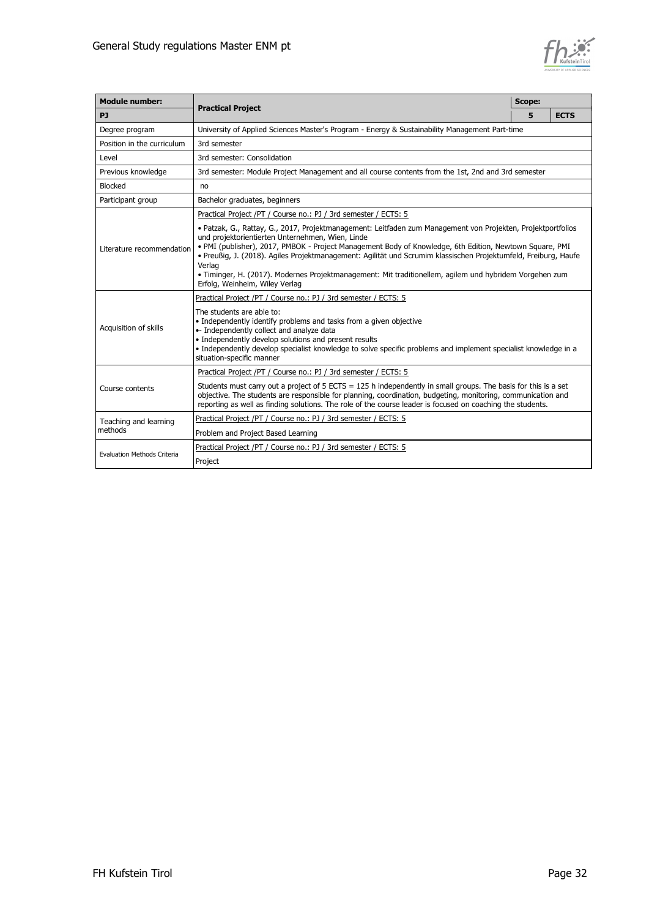| Module number: | Practical Project | Scope: | |
|---|---|---|---|
| PJ | | 5 | ECTS |
| Degree program | University of Applied Sciences Master's Program - Energy & Sustainability Management Part-time | | |
| Position in the curriculum | 3rd semester | | |
| Level | 3rd semester: Consolidation | | |
| Previous knowledge | 3rd semester: Module Project Management and all course contents from the 1st, 2nd and 3rd semester | | |
| Blocked | no | | |
| Participant group | Bachelor graduates, beginners | | |
| Literature recommendation | Practical Project /PT / Course no.: PJ / 3rd semester / ECTS: 5<br><br>• Patzak, G., Rattay, G., 2017, Projektmanagement: Leitfaden zum Management von Projekten, Projektportfolios und projektorientierten Unternehmen, Wien, Linde<br>• PMI (publisher), 2017, PMBOK - Project Management Body of Knowledge, 6th Edition, Newtown Square, PMI<br>• Preußig, J. (2018). Agiles Projektmanagement: Agilität und Scrumim klassischen Projektumfeld, Freiburg, Haufe Verlag<br>• Timinger, H. (2017). Modernes Projektmanagement: Mit traditionellem, agilem und hybridem Vorgehen zum Erfolg, Weinheim, Wiley Verlag | | |
| Acquisition of skills | Practical Project /PT / Course no.: PJ / 3rd semester / ECTS: 5<br><br>The students are able to:<br>• Independently identify problems and tasks from a given objective<br>•- Independently collect and analyze data<br>• Independently develop solutions and present results<br>• Independently develop specialist knowledge to solve specific problems and implement specialist knowledge in a situation-specific manner | | |
| Course contents | Practical Project /PT / Course no.: PJ / 3rd semester / ECTS: 5<br><br>Students must carry out a project of 5 ECTS = 125 h independently in small groups. The basis for this is a set objective. The students are responsible for planning, coordination, budgeting, monitoring, communication and reporting as well as finding solutions. The role of the course leader is focused on coaching the students. | | |
| Teaching and learning methods | Practical Project /PT / Course no.: PJ / 3rd semester / ECTS: 5<br><br>Problem and Project Based Learning | | |
| Evaluation Methods Criteria | Practical Project /PT / Course no.: PJ / 3rd semester / ECTS: 5<br><br>Project | | |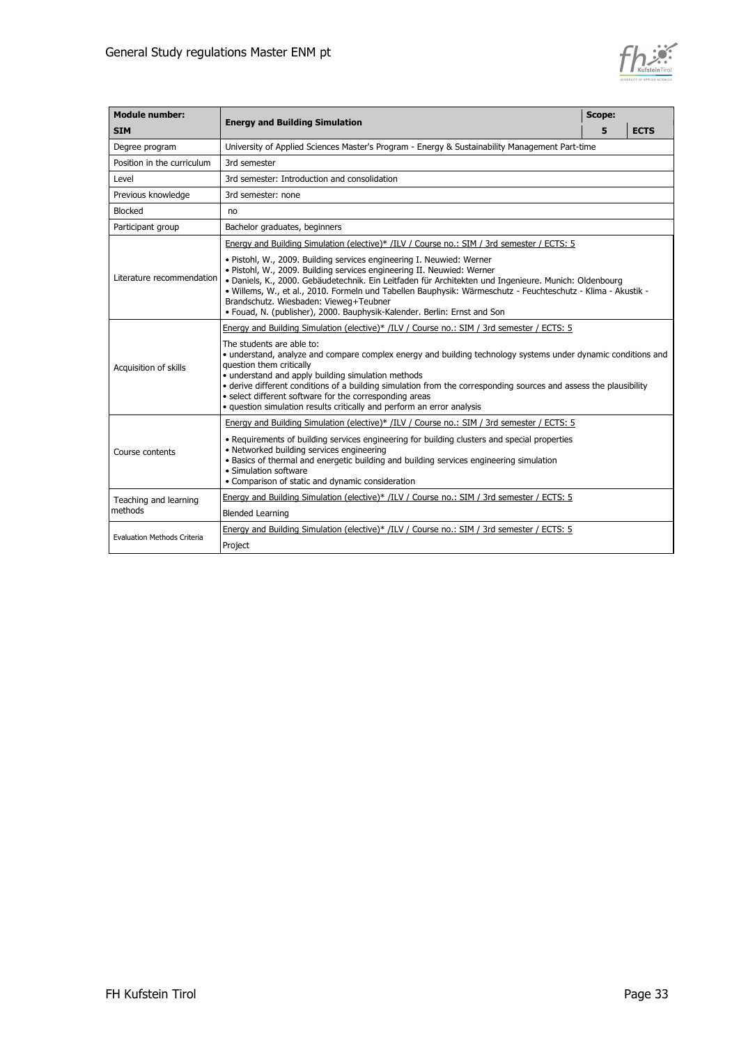| Module number: SIM | Energy and Building Simulation | Scope: 5 | ECTS |
|---|---|---|---|
| Degree program | University of Applied Sciences Master's Program - Energy & Sustainability Management Part-time | | |
| Position in the curriculum | 3rd semester | | |
| Level | 3rd semester: Introduction and consolidation | | |
| Previous knowledge | 3rd semester: none | | |
| Blocked | no | | |
| Participant group | Bachelor graduates, beginners | | |
| Literature recommendation | Energy and Building Simulation (elective)* /ILV / Course no.: SIM / 3rd semester / ECTS: 5<br><br>• Pistohl, W., 2009. Building services engineering I. Neuwied: Werner<br>• Pistohl, W., 2009. Building services engineering II. Neuwied: Werner<br>• Daniels, K., 2000. Gebäudetechnik. Ein Leitfaden für Architekten und Ingenieure. Munich: Oldenbourg<br>• Willems, W., et al., 2010. Formeln und Tabellen Bauphysik: Wärmeschutz - Feuchteschutz - Klima - Akustik - Brandschutz. Wiesbaden: Vieweg+Teubner<br>• Fouad, N. (publisher), 2000. Bauphysik-Kalender. Berlin: Ernst and Son | | |
| Acquisition of skills | Energy and Building Simulation (elective)* /ILV / Course no.: SIM / 3rd semester / ECTS: 5<br><br>The students are able to:<br>• understand, analyze and compare complex energy and building technology systems under dynamic conditions and question them critically<br>• understand and apply building simulation methods<br>• derive different conditions of a building simulation from the corresponding sources and assess the plausibility<br>• select different software for the corresponding areas<br>• question simulation results critically and perform an error analysis | | |
| Course contents | Energy and Building Simulation (elective)* /ILV / Course no.: SIM / 3rd semester / ECTS: 5<br><br>• Requirements of building services engineering for building clusters and special properties<br>• Networked building services engineering<br>• Basics of thermal and energetic building and building services engineering simulation<br>• Simulation software<br>• Comparison of static and dynamic consideration | | |
| Teaching and learning methods | Energy and Building Simulation (elective)* /ILV / Course no.: SIM / 3rd semester / ECTS: 5<br><br>Blended Learning | | |
| Evaluation Methods Criteria | Energy and Building Simulation (elective)* /ILV / Course no.: SIM / 3rd semester / ECTS: 5<br><br>Project | | |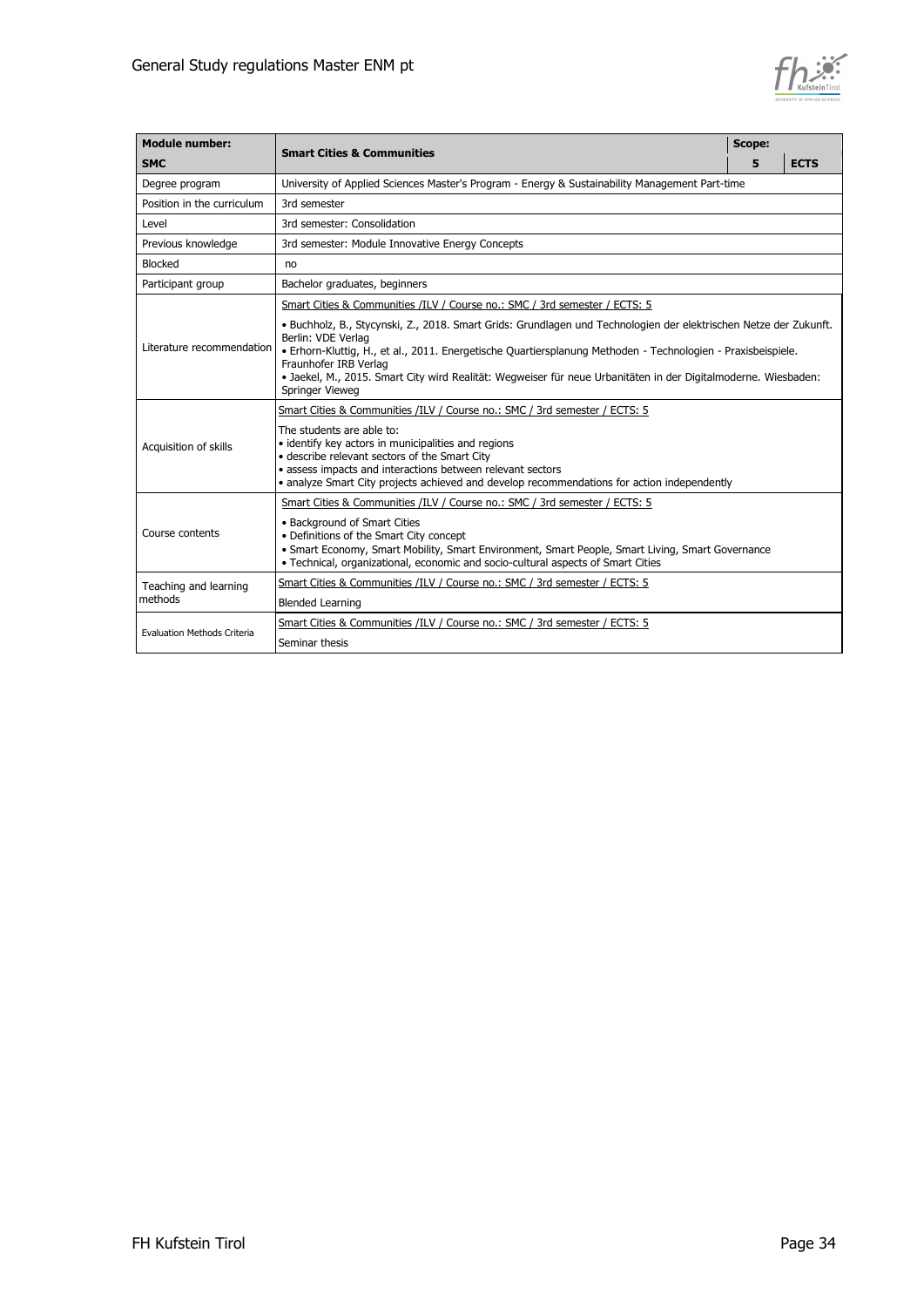| Module number: SMC | Smart Cities & Communities | Scope: 5 | ECTS |
|---|---|---|---|
| Degree program | University of Applied Sciences Master's Program - Energy & Sustainability Management Part-time | | |
| Position in the curriculum | 3rd semester | | |
| Level | 3rd semester: Consolidation | | |
| Previous knowledge | 3rd semester: Module Innovative Energy Concepts | | |
| Blocked | no | | |
| Participant group | Bachelor graduates, beginners | | |
| Literature recommendation | Smart Cities & Communities /ILV / Course no.: SMC / 3rd semester / ECTS: 5<br><br>• Buchholz, B., Stycynski, Z., 2018. Smart Grids: Grundlagen und Technologien der elektrischen Netze der Zukunft. Berlin: VDE Verlag<br>• Erhorn-Kluttig, H., et al., 2011. Energetische Quartiersplanung Methoden - Technologien - Praxisbeispiele. Fraunhofer IRB Verlag<br>• Jaekel, M., 2015. Smart City wird Realität: Wegweiser für neue Urbanitäten in der Digitalmoderne. Wiesbaden: Springer Vieweg | | |
| Acquisition of skills | Smart Cities & Communities /ILV / Course no.: SMC / 3rd semester / ECTS: 5<br><br>The students are able to:<br>• identify key actors in municipalities and regions<br>• describe relevant sectors of the Smart City<br>• assess impacts and interactions between relevant sectors<br>• analyze Smart City projects achieved and develop recommendations for action independently | | |
| Course contents | Smart Cities & Communities /ILV / Course no.: SMC / 3rd semester / ECTS: 5<br><br>• Background of Smart Cities<br>• Definitions of the Smart City concept<br>• Smart Economy, Smart Mobility, Smart Environment, Smart People, Smart Living, Smart Governance<br>• Technical, organizational, economic and socio-cultural aspects of Smart Cities | | |
| Teaching and learning methods | Smart Cities & Communities /ILV / Course no.: SMC / 3rd semester / ECTS: 5<br><br>Blended Learning | | |
| Evaluation Methods Criteria | Smart Cities & Communities /ILV / Course no.: SMC / 3rd semester / ECTS: 5<br><br>Seminar thesis | | |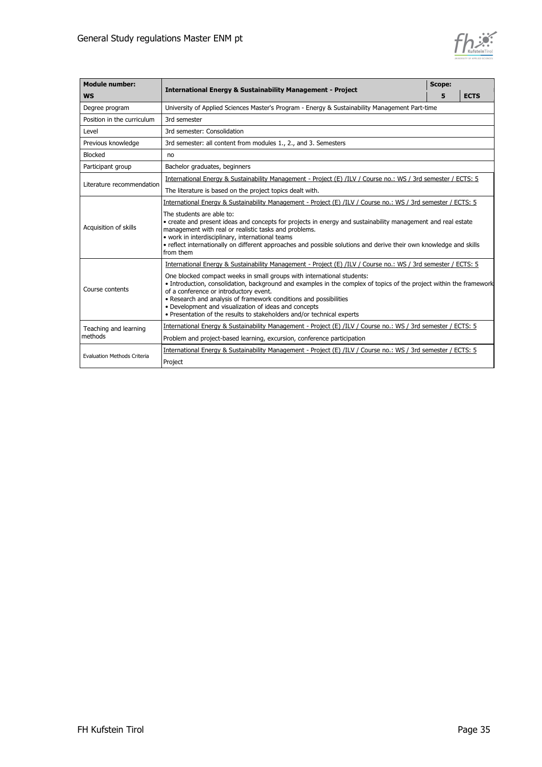| Module number: WS | International Energy & Sustainability Management - Project | Scope: 5 | ECTS |
|---|---|---|---|
| Degree program | University of Applied Sciences Master's Program - Energy & Sustainability Management Part-time | | |
| Position in the curriculum | 3rd semester | | |
| Level | 3rd semester: Consolidation | | |
| Previous knowledge | 3rd semester: all content from modules 1., 2., and 3. Semesters | | |
| Blocked | no | | |
| Participant group | Bachelor graduates, beginners | | |
| Literature recommendation | International Energy & Sustainability Management - Project (E) /ILV / Course no.: WS / 3rd semester / ECTS: 5<br><br>The literature is based on the project topics dealt with. | | |
| Acquisition of skills | International Energy & Sustainability Management - Project (E) /ILV / Course no.: WS / 3rd semester / ECTS: 5<br><br>The students are able to:<br>• create and present ideas and concepts for projects in energy and sustainability management and real estate management with real or realistic tasks and problems.<br>• work in interdisciplinary, international teams<br>• reflect internationally on different approaches and possible solutions and derive their own knowledge and skills from them | | |
| Course contents | International Energy & Sustainability Management - Project (E) /ILV / Course no.: WS / 3rd semester / ECTS: 5<br><br>One blocked compact weeks in small groups with international students:<br>• Introduction, consolidation, background and examples in the complex of topics of the project within the framework of a conference or introductory event.<br>• Research and analysis of framework conditions and possibilities<br>• Development and visualization of ideas and concepts<br>• Presentation of the results to stakeholders and/or technical experts | | |
| Teaching and learning methods | International Energy & Sustainability Management - Project (E) /ILV / Course no.: WS / 3rd semester / ECTS: 5<br><br>Problem and project-based learning, excursion, conference participation | | |
| Evaluation Methods Criteria | International Energy & Sustainability Management - Project (E) /ILV / Course no.: WS / 3rd semester / ECTS: 5<br><br>Project | | |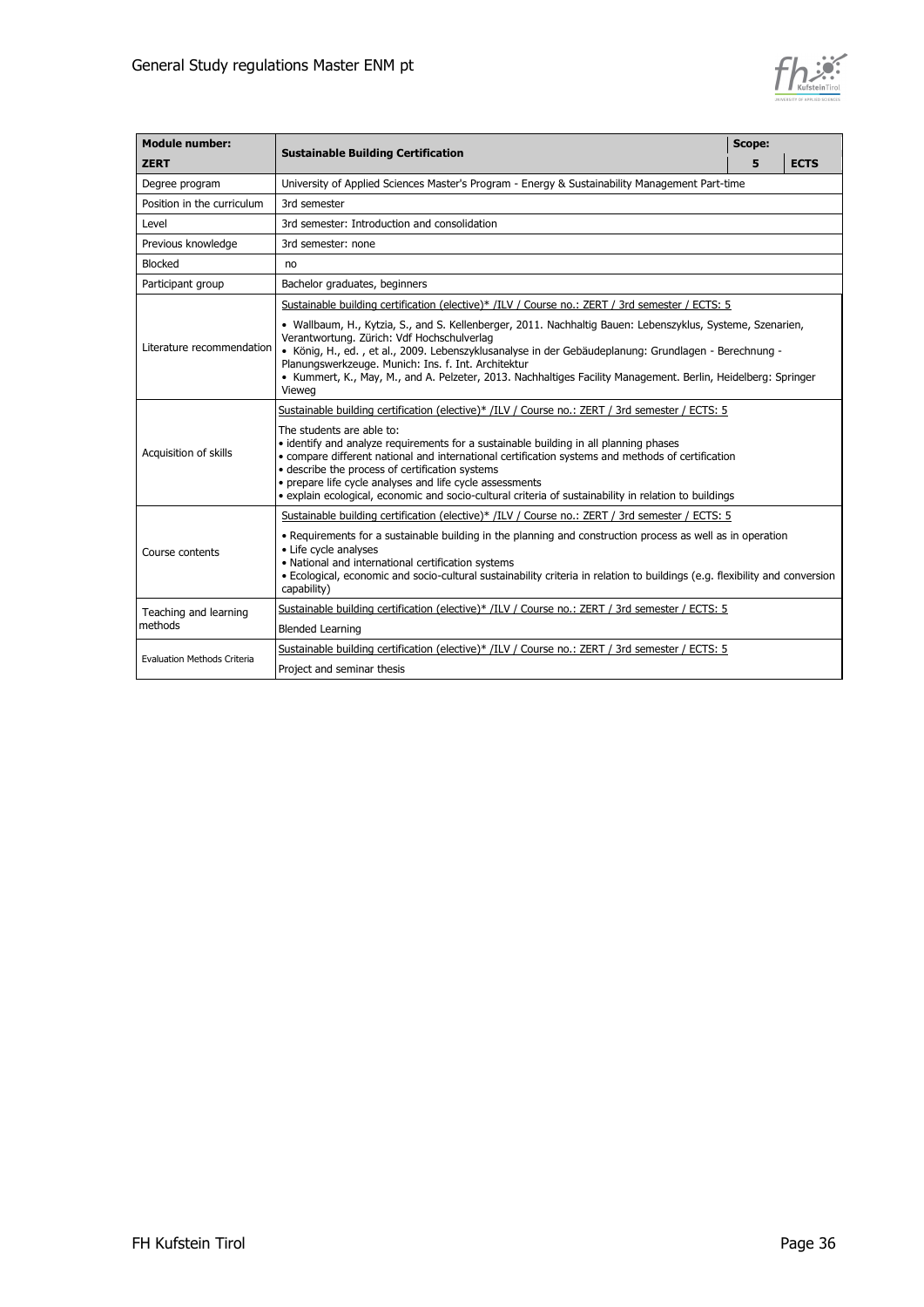| Module number: | Sustainable Building Certification | Scope: | |
|---|---|---|---|
| **ZERT** | | **5** | **ECTS** |
| Degree program | University of Applied Sciences Master's Program - Energy & Sustainability Management Part-time | | |
| Position in the curriculum | 3rd semester | | |
| Level | 3rd semester: Introduction and consolidation | | |
| Previous knowledge | 3rd semester: none | | |
| Blocked | no | | |
| Participant group | Bachelor graduates, beginners | | |
| Literature recommendation | Sustainable building certification (elective)* /ILV / Course no.: ZERT / 3rd semester / ECTS: 5<br>• Wallbaum, H., Kytzia, S., and S. Kellenberger, 2011. Nachhaltig Bauen: Lebenszyklus, Systeme, Szenarien, Verantwortung. Zürich: Vdf Hochschulverlag<br>• König, H., ed. , et al., 2009. Lebenszyklusanalyse in der Gebäudeplanung: Grundlagen - Berechnung - Planungswerkzeuge. Munich: Ins. f. Int. Architektur<br>• Kummert, K., May, M., and A. Pelzeter, 2013. Nachhaltiges Facility Management. Berlin, Heidelberg: Springer Vieweg | | |
| Acquisition of skills | Sustainable building certification (elective)* /ILV / Course no.: ZERT / 3rd semester / ECTS: 5<br>The students are able to:<br>• identify and analyze requirements for a sustainable building in all planning phases<br>• compare different national and international certification systems and methods of certification<br>• describe the process of certification systems<br>• prepare life cycle analyses and life cycle assessments<br>• explain ecological, economic and socio-cultural criteria of sustainability in relation to buildings | | |
| Course contents | Sustainable building certification (elective)* /ILV / Course no.: ZERT / 3rd semester / ECTS: 5<br>• Requirements for a sustainable building in the planning and construction process as well as in operation<br>• Life cycle analyses<br>• National and international certification systems<br>• Ecological, economic and socio-cultural sustainability criteria in relation to buildings (e.g. flexibility and conversion capability) | | |
| Teaching and learning methods | Sustainable building certification (elective)* /ILV / Course no.: ZERT / 3rd semester / ECTS: 5<br>Blended Learning | | |
| Evaluation Methods Criteria | Sustainable building certification (elective)* /ILV / Course no.: ZERT / 3rd semester / ECTS: 5<br>Project and seminar thesis | | |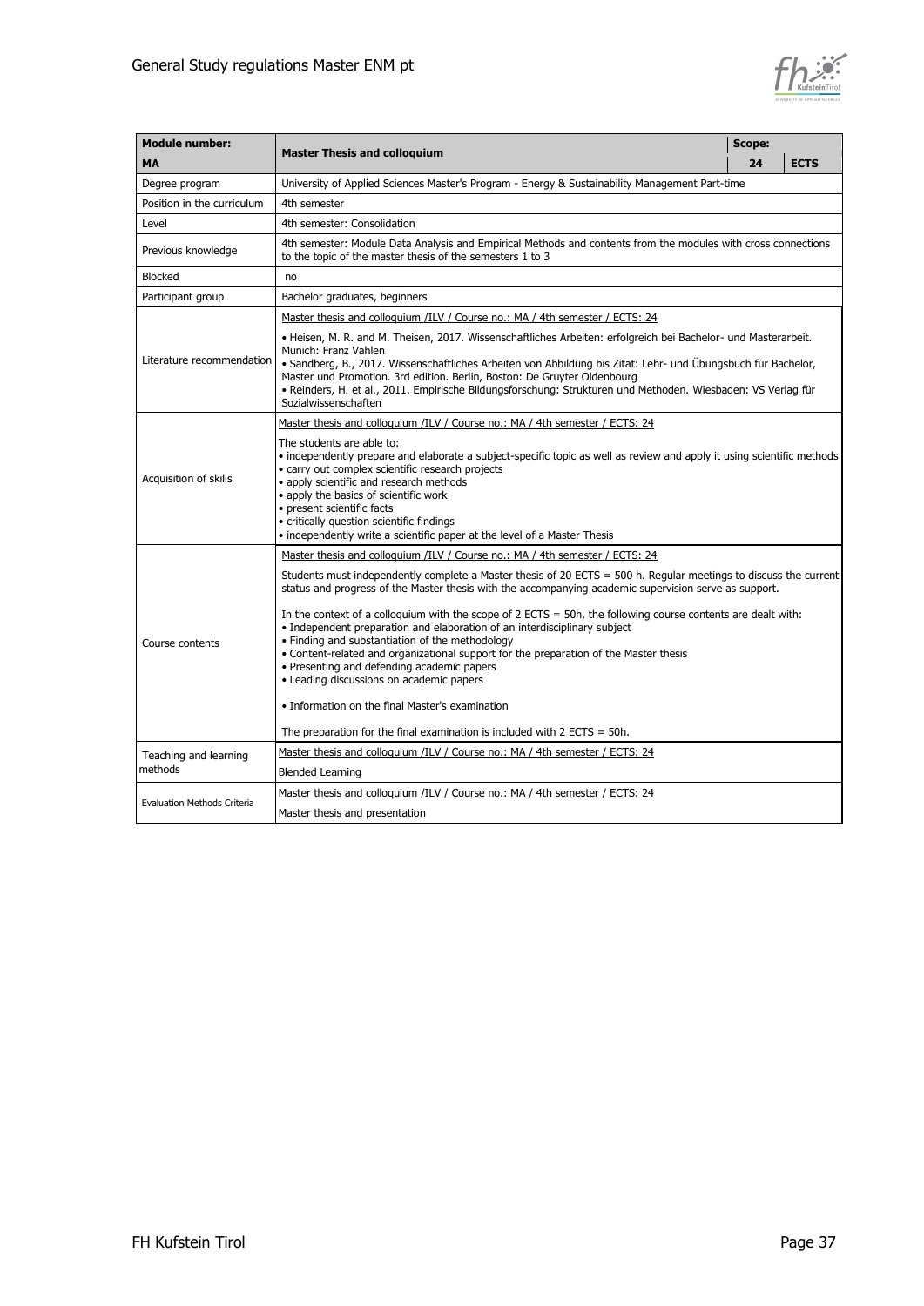| Module number: MA | Master Thesis and colloquium | Scope: 24 ECTS |
|---|---|---|
| Degree program | University of Applied Sciences Master's Program - Energy & Sustainability Management Part-time | |
| Position in the curriculum | 4th semester | |
| Level | 4th semester: Consolidation | |
| Previous knowledge | 4th semester: Module Data Analysis and Empirical Methods and contents from the modules with cross connections to the topic of the master thesis of the semesters 1 to 3 | |
| Blocked | no | |
| Participant group | Bachelor graduates, beginners | |
| Literature recommendation | Master thesis and colloquium /ILV / Course no.: MA / 4th semester / ECTS: 24<br><br>• Heisen, M. R. and M. Theisen, 2017. Wissenschaftliches Arbeiten: erfolgreich bei Bachelor- und Masterarbeit. Munich: Franz Vahlen<br>• Sandberg, B., 2017. Wissenschaftliches Arbeiten von Abbildung bis Zitat: Lehr- und Übungsbuch für Bachelor, Master und Promotion. 3rd edition. Berlin, Boston: De Gruyter Oldenbourg<br>• Reinders, H. et al., 2011. Empirische Bildungsforschung: Strukturen und Methoden. Wiesbaden: VS Verlag für Sozialwissenschaften | |
| Acquisition of skills | Master thesis and colloquium /ILV / Course no.: MA / 4th semester / ECTS: 24<br><br>The students are able to:<br>• independently prepare and elaborate a subject-specific topic as well as review and apply it using scientific methods<br>• carry out complex scientific research projects<br>• apply scientific and research methods<br>• apply the basics of scientific work<br>• present scientific facts<br>• critically question scientific findings<br>• independently write a scientific paper at the level of a Master Thesis | |
| Course contents | Master thesis and colloquium /ILV / Course no.: MA / 4th semester / ECTS: 24<br><br>Students must independently complete a Master thesis of 20 ECTS = 500 h. Regular meetings to discuss the current status and progress of the Master thesis with the accompanying academic supervision serve as support.<br><br>In the context of a colloquium with the scope of 2 ECTS = 50h, the following course contents are dealt with:<br>• Independent preparation and elaboration of an interdisciplinary subject<br>• Finding and substantiation of the methodology<br>• Content-related and organizational support for the preparation of the Master thesis<br>• Presenting and defending academic papers<br>• Leading discussions on academic papers<br><br>• Information on the final Master's examination<br><br>The preparation for the final examination is included with 2 ECTS = 50h. | |
| Teaching and learning methods | Master thesis and colloquium /ILV / Course no.: MA / 4th semester / ECTS: 24<br><br>Blended Learning | |
| Evaluation Methods Criteria | Master thesis and colloquium /ILV / Course no.: MA / 4th semester / ECTS: 24<br><br>Master thesis and presentation | |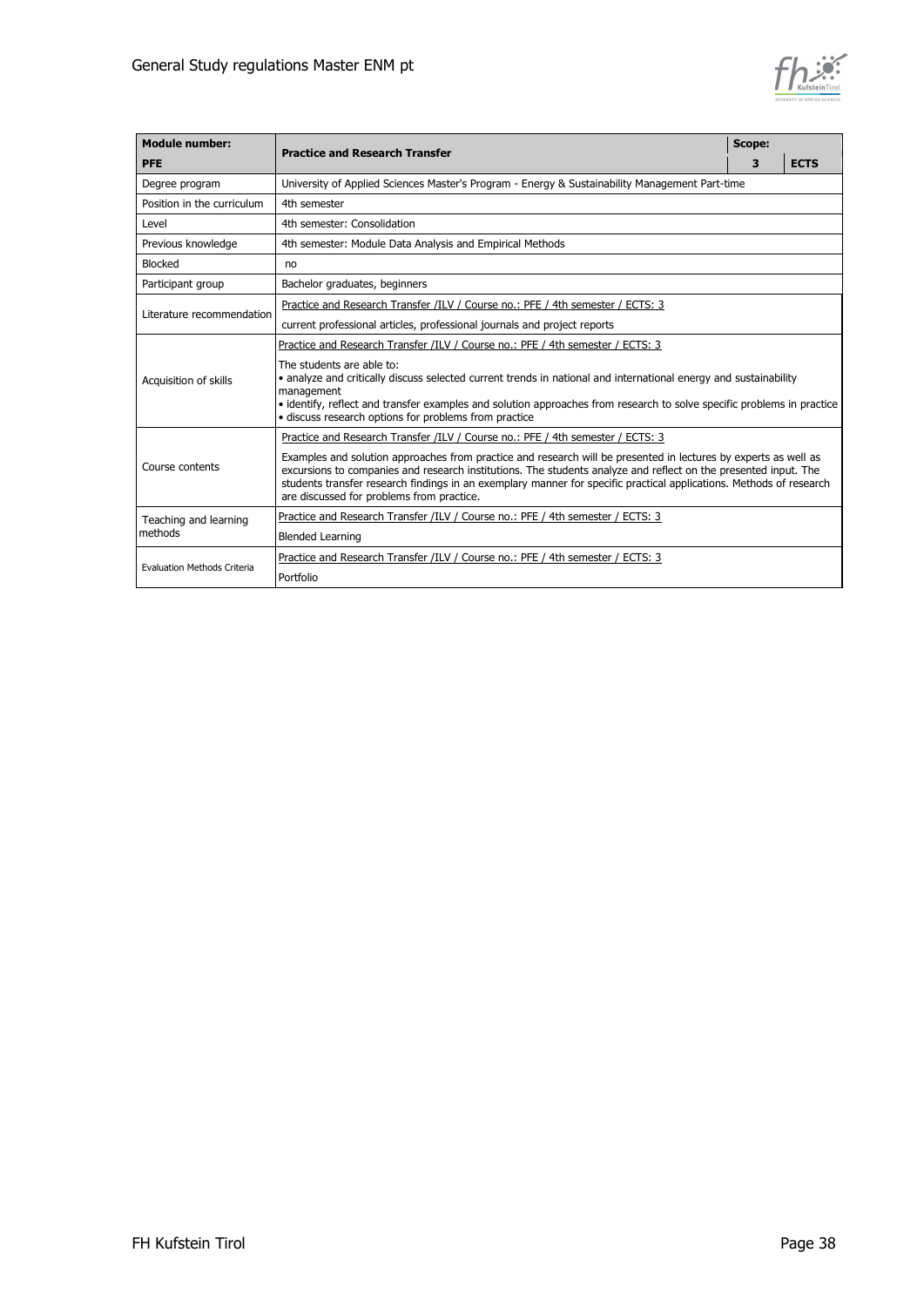| Module number: PFE | Practice and Research Transfer | Scope: 3 | ECTS |
|---|---|---|---|
| Degree program | University of Applied Sciences Master's Program - Energy & Sustainability Management Part-time | | |
| Position in the curriculum | 4th semester | | |
| Level | 4th semester: Consolidation | | |
| Previous knowledge | 4th semester: Module Data Analysis and Empirical Methods | | |
| Blocked | no | | |
| Participant group | Bachelor graduates, beginners | | |
| Literature recommendation | Practice and Research Transfer /ILV / Course no.: PFE / 4th semester / ECTS: 3<br>current professional articles, professional journals and project reports | | |
| Acquisition of skills | Practice and Research Transfer /ILV / Course no.: PFE / 4th semester / ECTS: 3<br>The students are able to:<br>• analyze and critically discuss selected current trends in national and international energy and sustainability management<br>• identify, reflect and transfer examples and solution approaches from research to solve specific problems in practice<br>• discuss research options for problems from practice | | |
| Course contents | Practice and Research Transfer /ILV / Course no.: PFE / 4th semester / ECTS: 3<br>Examples and solution approaches from practice and research will be presented in lectures by experts as well as excursions to companies and research institutions. The students analyze and reflect on the presented input. The students transfer research findings in an exemplary manner for specific practical applications. Methods of research are discussed for problems from practice. | | |
| Teaching and learning methods | Practice and Research Transfer /ILV / Course no.: PFE / 4th semester / ECTS: 3<br>Blended Learning | | |
| Evaluation Methods Criteria | Practice and Research Transfer /ILV / Course no.: PFE / 4th semester / ECTS: 3<br>Portfolio | | |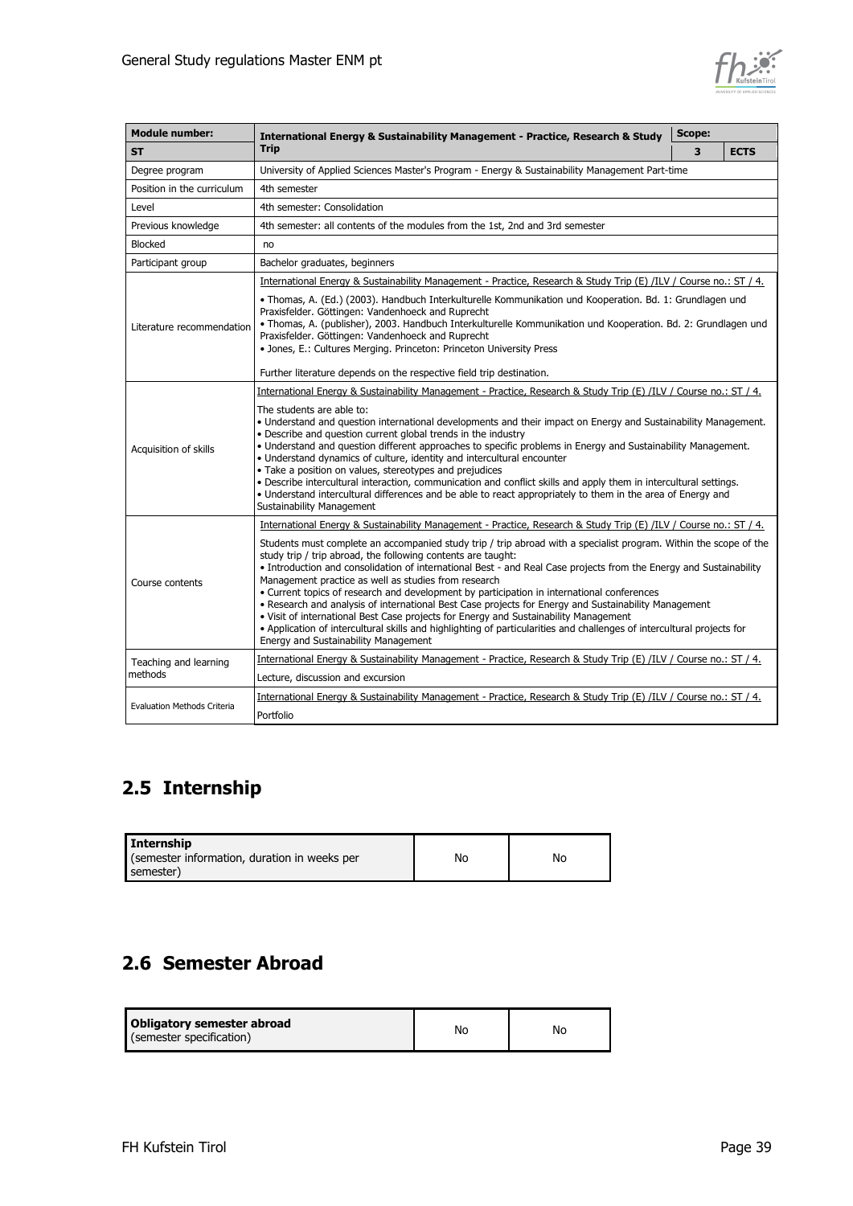| Module number: | International Energy & Sustainability Management - Practice, Research & Study Trip | Scope: | |
|---|---|---|---|
| **ST** | | **3** | **ECTS** |
| Degree program | University of Applied Sciences Master's Program - Energy & Sustainability Management Part-time | | |
| Position in the curriculum | 4th semester | | |
| Level | 4th semester: Consolidation | | |
| Previous knowledge | 4th semester: all contents of the modules from the 1st, 2nd and 3rd semester | | |
| Blocked | no | | |
| Participant group | Bachelor graduates, beginners | | |
| Literature recommendation | International Energy & Sustainability Management - Practice, Research & Study Trip (E) /ILV / Course no.: ST / 4.<br><br>• Thomas, A. (Ed.) (2003). Handbuch Interkulturelle Kommunikation und Kooperation. Bd. 1: Grundlagen und Praxisfelder. Göttingen: Vandenhoeck und Ruprecht<br>• Thomas, A. (publisher), 2003. Handbuch Interkulturelle Kommunikation und Kooperation. Bd. 2: Grundlagen und Praxisfelder. Göttingen: Vandenhoeck und Ruprecht<br>• Jones, E.: Cultures Merging. Princeton: Princeton University Press<br><br>Further literature depends on the respective field trip destination. | | |
| Acquisition of skills | International Energy & Sustainability Management - Practice, Research & Study Trip (E) /ILV / Course no.: ST / 4.<br><br>The students are able to:<br>• Understand and question international developments and their impact on Energy and Sustainability Management.<br>• Describe and question current global trends in the industry<br>• Understand and question different approaches to specific problems in Energy and Sustainability Management.<br>• Understand dynamics of culture, identity and intercultural encounter<br>• Take a position on values, stereotypes and prejudices<br>• Describe intercultural interaction, communication and conflict skills and apply them in intercultural settings.<br>• Understand intercultural differences and be able to react appropriately to them in the area of Energy and Sustainability Management | | |
| Course contents | International Energy & Sustainability Management - Practice, Research & Study Trip (E) /ILV / Course no.: ST / 4.<br><br>Students must complete an accompanied study trip / trip abroad with a specialist program. Within the scope of the study trip / trip abroad, the following contents are taught:<br>• Introduction and consolidation of international Best - and Real Case projects from the Energy and Sustainability Management practice as well as studies from research<br>• Current topics of research and development by participation in international conferences<br>• Research and analysis of international Best Case projects for Energy and Sustainability Management<br>• Visit of international Best Case projects for Energy and Sustainability Management<br>• Application of intercultural skills and highlighting of particularities and challenges of intercultural projects for Energy and Sustainability Management | | |
| Teaching and learning methods | International Energy & Sustainability Management - Practice, Research & Study Trip (E) /ILV / Course no.: ST / 4.<br><br>Lecture, discussion and excursion | | |
| Evaluation Methods Criteria | International Energy & Sustainability Management - Practice, Research & Study Trip (E) /ILV / Course no.: ST / 4.<br><br>Portfolio | | |

## 2.5 Internship

| | | |
|---|---|---|
| **Internship**<br>(semester information, duration in weeks per semester) | No | No |

## 2.6 Semester Abroad

| | | |
|---|---|---|
| **Obligatory semester abroad**<br>(semester specification) | No | No |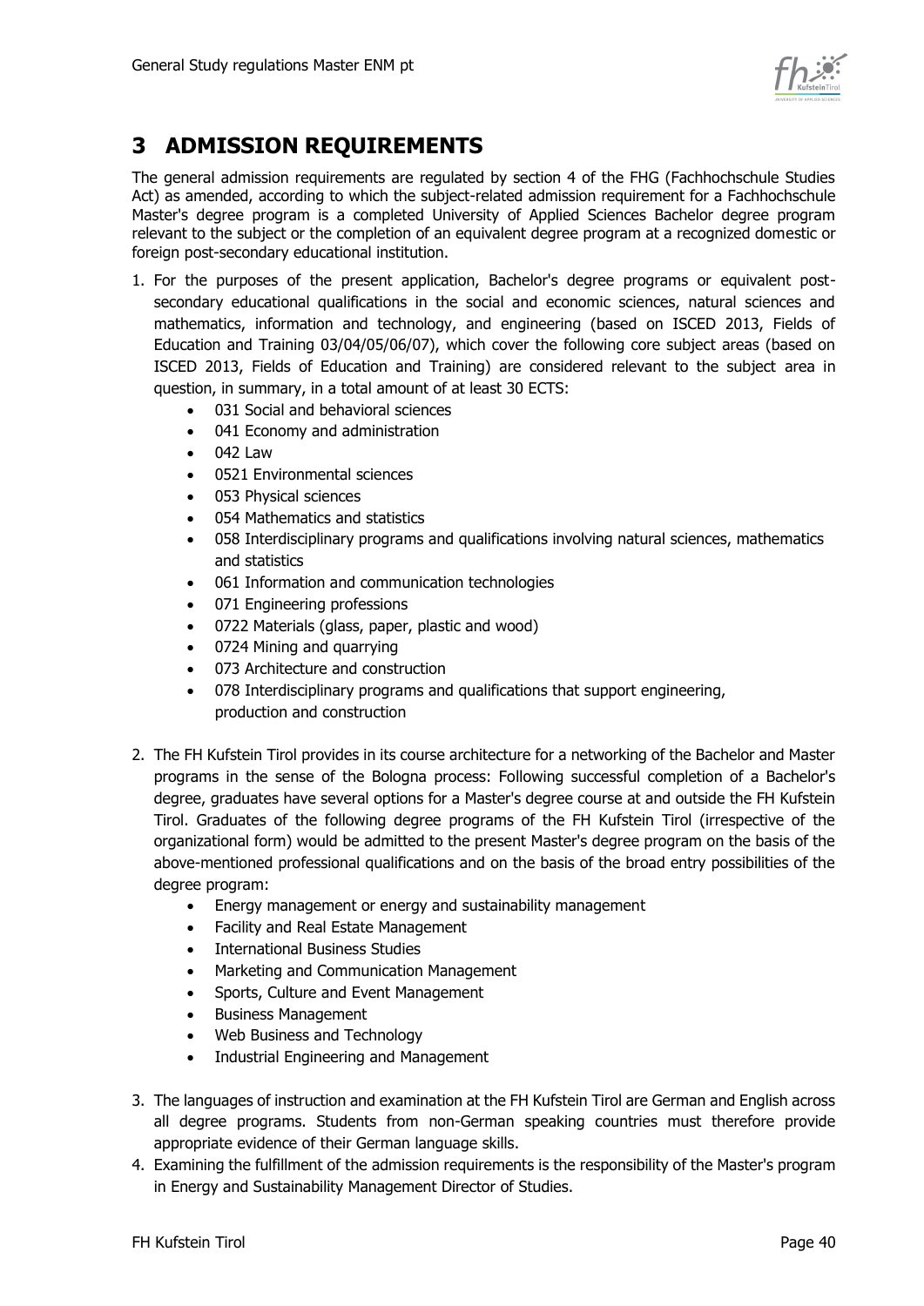# 3 ADMISSION REQUIREMENTS

The general admission requirements are regulated by section 4 of the FHG (Fachhochschule Studies Act) as amended, according to which the subject-related admission requirement for a Fachhochschule Master's degree program is a completed University of Applied Sciences Bachelor degree program relevant to the subject or the completion of an equivalent degree program at a recognized domestic or foreign post-secondary educational institution.

1. For the purposes of the present application, Bachelor's degree programs or equivalent post-secondary educational qualifications in the social and economic sciences, natural sciences and mathematics, information and technology, and engineering (based on ISCED 2013, Fields of Education and Training 03/04/05/06/07), which cover the following core subject areas (based on ISCED 2013, Fields of Education and Training) are considered relevant to the subject area in question, in summary, in a total amount of at least 30 ECTS:
   - 031 Social and behavioral sciences
   - 041 Economy and administration
   - 042 Law
   - 0521 Environmental sciences
   - 053 Physical sciences
   - 054 Mathematics and statistics
   - 058 Interdisciplinary programs and qualifications involving natural sciences, mathematics and statistics
   - 061 Information and communication technologies
   - 071 Engineering professions
   - 0722 Materials (glass, paper, plastic and wood)
   - 0724 Mining and quarrying
   - 073 Architecture and construction
   - 078 Interdisciplinary programs and qualifications that support engineering, production and construction
2. The FH Kufstein Tirol provides in its course architecture for a networking of the Bachelor and Master programs in the sense of the Bologna process: Following successful completion of a Bachelor's degree, graduates have several options for a Master's degree course at and outside the FH Kufstein Tirol. Graduates of the following degree programs of the FH Kufstein Tirol (irrespective of the organizational form) would be admitted to the present Master's degree program on the basis of the above-mentioned professional qualifications and on the basis of the broad entry possibilities of the degree program:
   - Energy management or energy and sustainability management
   - Facility and Real Estate Management
   - International Business Studies
   - Marketing and Communication Management
   - Sports, Culture and Event Management
   - Business Management
   - Web Business and Technology
   - Industrial Engineering and Management
3. The languages of instruction and examination at the FH Kufstein Tirol are German and English across all degree programs. Students from non-German speaking countries must therefore provide appropriate evidence of their German language skills.
4. Examining the fulfillment of the admission requirements is the responsibility of the Master's program in Energy and Sustainability Management Director of Studies.